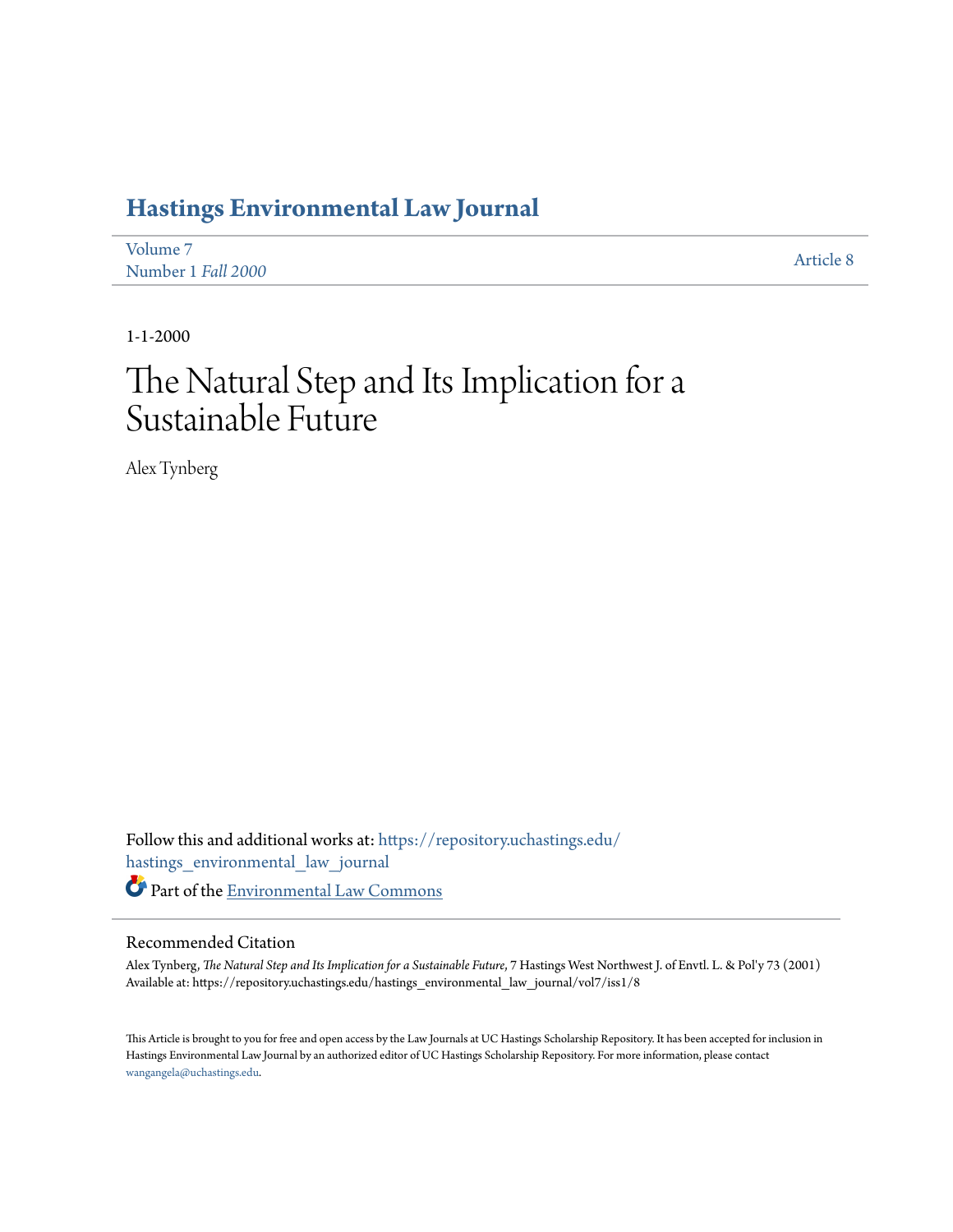# Hastings Environmental Law Journal

Volume 7
Number 1 *Fall 2000*

Article 8

1-1-2000

# The Natural Step and Its Implication for a Sustainable Future

Alex Tynberg

Follow this and additional works at: https://repository.uchastings.edu/hastings_environmental_law_journal

Part of the Environmental Law Commons

## Recommended Citation

Alex Tynberg, *The Natural Step and Its Implication for a Sustainable Future*, 7 Hastings West Northwest J. of Envtl. L. & Pol'y 73 (2001)
Available at: https://repository.uchastings.edu/hastings_environmental_law_journal/vol7/iss1/8

This Article is brought to you for free and open access by the Law Journals at UC Hastings Scholarship Repository. It has been accepted for inclusion in Hastings Environmental Law Journal by an authorized editor of UC Hastings Scholarship Repository. For more information, please contact wangangela@uchastings.edu.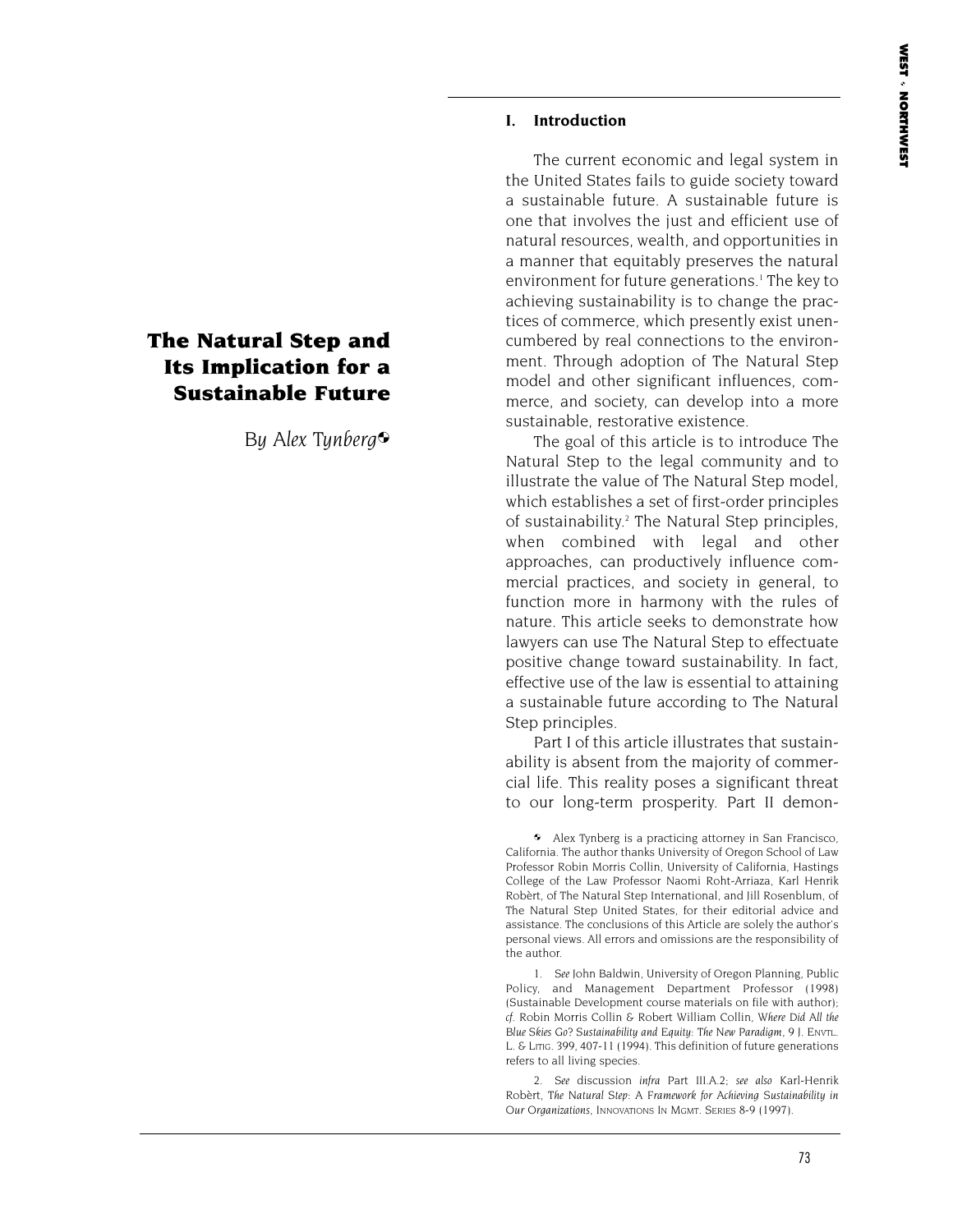# The Natural Step and Its Implication for a Sustainable Future

*By Alex Tynberg*[✪]

## I. Introduction

The current economic and legal system in the United States fails to guide society toward a sustainable future. A sustainable future is one that involves the just and efficient use of natural resources, wealth, and opportunities in a manner that equitably preserves the natural environment for future generations.[1] The key to achieving sustainability is to change the practices of commerce, which presently exist unencumbered by real connections to the environment. Through adoption of The Natural Step model and other significant influences, commerce, and society, can develop into a more sustainable, restorative existence.

The goal of this article is to introduce The Natural Step to the legal community and to illustrate the value of The Natural Step model, which establishes a set of first-order principles of sustainability.[2] The Natural Step principles, when combined with legal and other approaches, can productively influence commercial practices, and society in general, to function more in harmony with the rules of nature. This article seeks to demonstrate how lawyers can use The Natural Step to effectuate positive change toward sustainability. In fact, effective use of the law is essential to attaining a sustainable future according to The Natural Step principles.

Part I of this article illustrates that sustainability is absent from the majority of commercial life. This reality poses a significant threat to our long-term prosperity. Part II demon-

---

✪ Alex Tynberg is a practicing attorney in San Francisco, California. The author thanks University of Oregon School of Law Professor Robin Morris Collin, University of California, Hastings College of the Law Professor Naomi Roht-Arriaza, Karl Henrik Robèrt, of The Natural Step International, and Jill Rosenblum, of The Natural Step United States, for their editorial advice and assistance. The conclusions of this Article are solely the author's personal views. All errors and omissions are the responsibility of the author.

1. *See* John Baldwin, University of Oregon Planning, Public Policy, and Management Department Professor (1998) (Sustainable Development course materials on file with author); *cf.* Robin Morris Collin & Robert William Collin, *Where Did All the Blue Skies Go? Sustainability and Equity: The New Paradigm*, 9 J. ENVTL. L. & LITIG. 399, 407-11 (1994). This definition of future generations refers to all living species.

2. *See* discussion *infra* Part III.A.2; *see also* Karl-Henrik Robèrt, *The Natural Step: A Framework for Achieving Sustainability in Our Organizations*, INNOVATIONS IN MGMT. SERIES 8-9 (1997).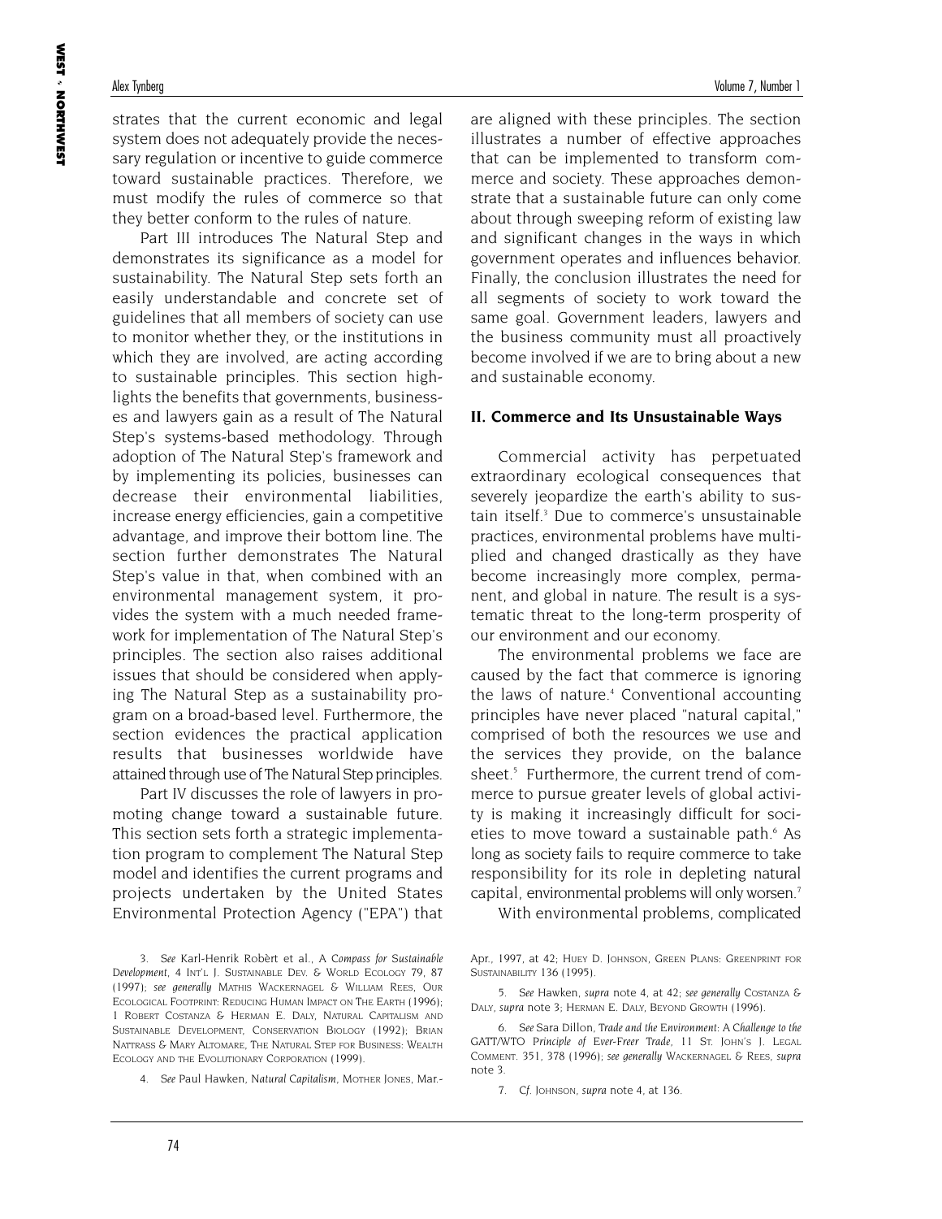strates that the current economic and legal system does not adequately provide the necessary regulation or incentive to guide commerce toward sustainable practices. Therefore, we must modify the rules of commerce so that they better conform to the rules of nature.

Part III introduces The Natural Step and demonstrates its significance as a model for sustainability. The Natural Step sets forth an easily understandable and concrete set of guidelines that all members of society can use to monitor whether they, or the institutions in which they are involved, are acting according to sustainable principles. This section highlights the benefits that governments, businesses and lawyers gain as a result of The Natural Step's systems-based methodology. Through adoption of The Natural Step's framework and by implementing its policies, businesses can decrease their environmental liabilities, increase energy efficiencies, gain a competitive advantage, and improve their bottom line. The section further demonstrates The Natural Step's value in that, when combined with an environmental management system, it provides the system with a much needed framework for implementation of The Natural Step's principles. The section also raises additional issues that should be considered when applying The Natural Step as a sustainability program on a broad-based level. Furthermore, the section evidences the practical application results that businesses worldwide have attained through use of The Natural Step principles.

Part IV discusses the role of lawyers in promoting change toward a sustainable future. This section sets forth a strategic implementation program to complement The Natural Step model and identifies the current programs and projects undertaken by the United States Environmental Protection Agency ("EPA") that are aligned with these principles. The section illustrates a number of effective approaches that can be implemented to transform commerce and society. These approaches demonstrate that a sustainable future can only come about through sweeping reform of existing law and significant changes in the ways in which government operates and influences behavior. Finally, the conclusion illustrates the need for all segments of society to work toward the same goal. Government leaders, lawyers and the business community must all proactively become involved if we are to bring about a new and sustainable economy.

## II. Commerce and Its Unsustainable Ways

Commercial activity has perpetuated extraordinary ecological consequences that severely jeopardize the earth's ability to sustain itself.[3] Due to commerce's unsustainable practices, environmental problems have multiplied and changed drastically as they have become increasingly more complex, permanent, and global in nature. The result is a systematic threat to the long-term prosperity of our environment and our economy.

The environmental problems we face are caused by the fact that commerce is ignoring the laws of nature.[4] Conventional accounting principles have never placed "natural capital," comprised of both the resources we use and the services they provide, on the balance sheet.[5] Furthermore, the current trend of commerce to pursue greater levels of global activity is making it increasingly difficult for societies to move toward a sustainable path.[6] As long as society fails to require commerce to take responsibility for its role in depleting natural capital, environmental problems will only worsen.[7]

With environmental problems, complicated

---

3. *See* Karl-Henrik Robèrt et al., *A Compass for Sustainable Development*, 4 INT'L J. SUSTAINABLE DEV. & WORLD ECOLOGY 79, 87 (1997); *see generally* MATHIS WACKERNAGEL & WILLIAM REES, OUR ECOLOGICAL FOOTPRINT: REDUCING HUMAN IMPACT ON THE EARTH (1996); 1 ROBERT COSTANZA & HERMAN E. DALY, NATURAL CAPITALISM AND SUSTAINABLE DEVELOPMENT, CONSERVATION BIOLOGY (1992); BRIAN NATTRASS & MARY ALTOMARE, THE NATURAL STEP FOR BUSINESS: WEALTH ECOLOGY AND THE EVOLUTIONARY CORPORATION (1999).

4. *See* Paul Hawken, *Natural Capitalism*, MOTHER JONES, Mar.-Apr., 1997, at 42; HUEY D. JOHNSON, GREEN PLANS: GREENPRINT FOR SUSTAINABILITY 136 (1995).

5. *See* Hawken, *supra* note 4, at 42; *see generally* COSTANZA & DALY, *supra* note 3; HERMAN E. DALY, BEYOND GROWTH (1996).

6. *See* Sara Dillon, *Trade and the Environment: A Challenge to the GATT/WTO Principle of Ever-Freer Trade*, 11 ST. JOHN'S J. LEGAL COMMENT. 351, 378 (1996); *see generally* WACKERNAGEL & REES, *supra* note 3.

7. *Cf.* JOHNSON, *supra* note 4, at 136.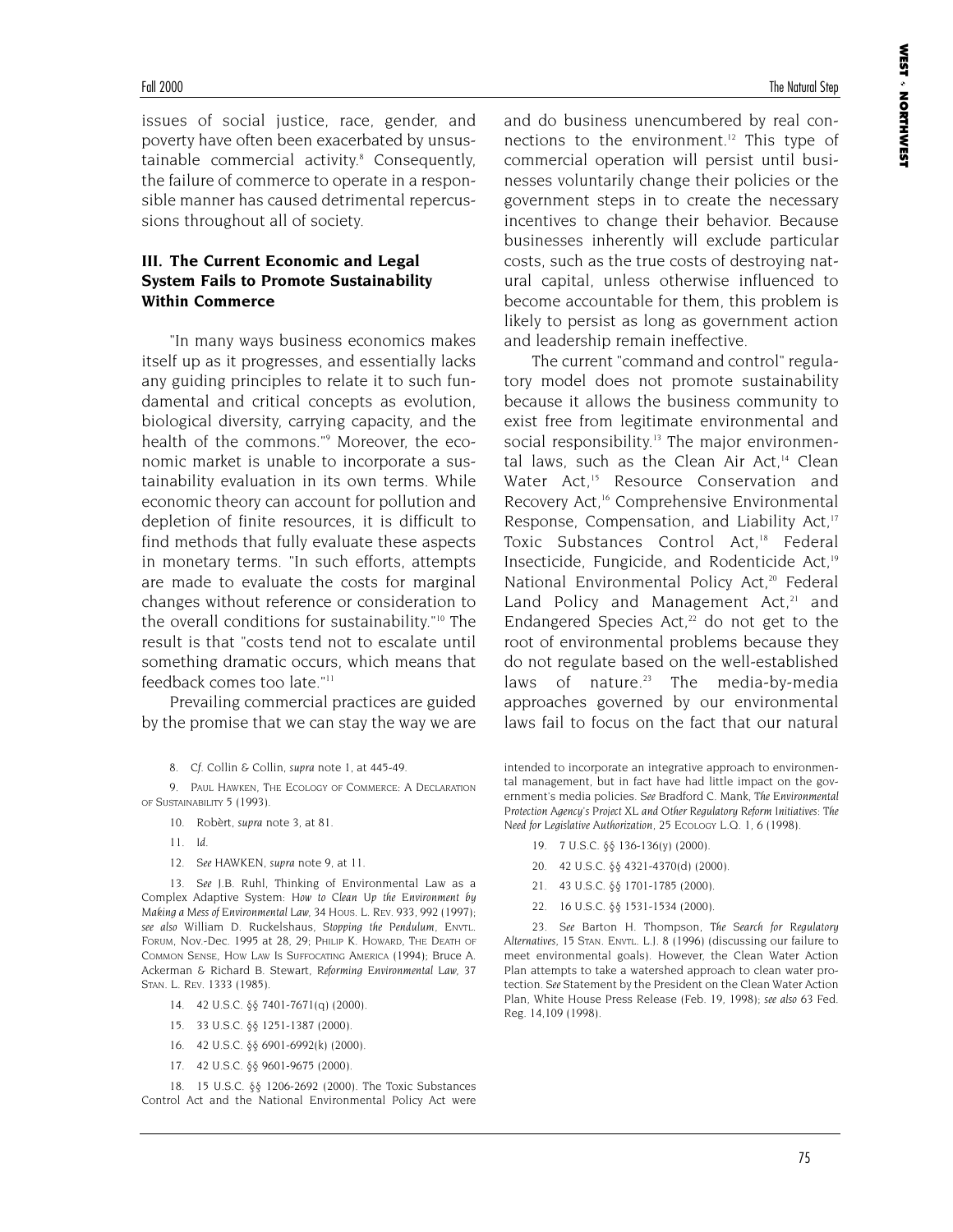issues of social justice, race, gender, and poverty have often been exacerbated by unsustainable commercial activity.[8] Consequently, the failure of commerce to operate in a responsible manner has caused detrimental repercussions throughout all of society.

### III. The Current Economic and Legal System Fails to Promote Sustainability Within Commerce

"In many ways business economics makes itself up as it progresses, and essentially lacks any guiding principles to relate it to such fundamental and critical concepts as evolution, biological diversity, carrying capacity, and the health of the commons."[9] Moreover, the economic market is unable to incorporate a sustainability evaluation in its own terms. While economic theory can account for pollution and depletion of finite resources, it is difficult to find methods that fully evaluate these aspects in monetary terms. "In such efforts, attempts are made to evaluate the costs for marginal changes without reference or consideration to the overall conditions for sustainability."[10] The result is that "costs tend not to escalate until something dramatic occurs, which means that feedback comes too late."[11]

Prevailing commercial practices are guided by the promise that we can stay the way we are and do business unencumbered by real connections to the environment.[12] This type of commercial operation will persist until businesses voluntarily change their policies or the government steps in to create the necessary incentives to change their behavior. Because businesses inherently will exclude particular costs, such as the true costs of destroying natural capital, unless otherwise influenced to become accountable for them, this problem is likely to persist as long as government action and leadership remain ineffective.

The current "command and control" regulatory model does not promote sustainability because it allows the business community to exist free from legitimate environmental and social responsibility.[13] The major environmental laws, such as the Clean Air Act,[14] Clean Water Act,[15] Resource Conservation and Recovery Act,[16] Comprehensive Environmental Response, Compensation, and Liability Act,[17] Toxic Substances Control Act,[18] Federal Insecticide, Fungicide, and Rodenticide Act,[19] National Environmental Policy Act,[20] Federal Land Policy and Management Act,[21] and Endangered Species Act,[22] do not get to the root of environmental problems because they do not regulate based on the well-established laws of nature.[23] The media-by-media approaches governed by our environmental laws fail to focus on the fact that our natural

---

8. *Cf.* Collin & Collin, *supra* note 1, at 445-49.

9. Paul Hawken, The Ecology of Commerce: A Declaration of Sustainability 5 (1993).

10. Robèrt, *supra* note 3, at 81.

11. *Id.*

12. *See* Hawken, *supra* note 9, at 11.

13. *See* J.B. Ruhl, Thinking of Environmental Law as a Complex Adaptive System: *How to Clean Up the Environment by Making a Mess of Environmental Law,* 34 Hous. L. Rev. 933, 992 (1997); *see also* William D. Ruckelshaus, *Stopping the Pendulum*, Envtl. Forum, Nov.-Dec. 1995 at 28, 29; Philip K. Howard, The Death of Common Sense, How Law Is Suffocating America (1994); Bruce A. Ackerman & Richard B. Stewart, *Reforming Environmental Law,* 37 Stan. L. Rev. 1333 (1985).

14. 42 U.S.C. §§ 7401-7671(q) (2000).

15. 33 U.S.C. §§ 1251-1387 (2000).

16. 42 U.S.C. §§ 6901-6992(k) (2000).

17. 42 U.S.C. §§ 9601-9675 (2000).

18. 15 U.S.C. §§ 1206-2692 (2000). The Toxic Substances Control Act and the National Environmental Policy Act were intended to incorporate an integrative approach to environmental management, but in fact have had little impact on the government's media policies. *See* Bradford C. Mank, *The Environmental Protection Agency's Project XL and Other Regulatory Reform Initiatives: The Need for Legislative Authorization*, 25 Ecology L.Q. 1, 6 (1998).

19. 7 U.S.C. §§ 136-136(y) (2000).

20. 42 U.S.C. §§ 4321-4370(d) (2000).

21. 43 U.S.C. §§ 1701-1785 (2000).

22. 16 U.S.C. §§ 1531-1534 (2000).

23. *See* Barton H. Thompson, *The Search for Regulatory Alternatives*, 15 Stan. Envtl. L.J. 8 (1996) (discussing our failure to meet environmental goals). However, the Clean Water Action Plan attempts to take a watershed approach to clean water protection. *See* Statement by the President on the Clean Water Action Plan, White House Press Release (Feb. 19, 1998); *see also* 63 Fed. Reg. 14,109 (1998).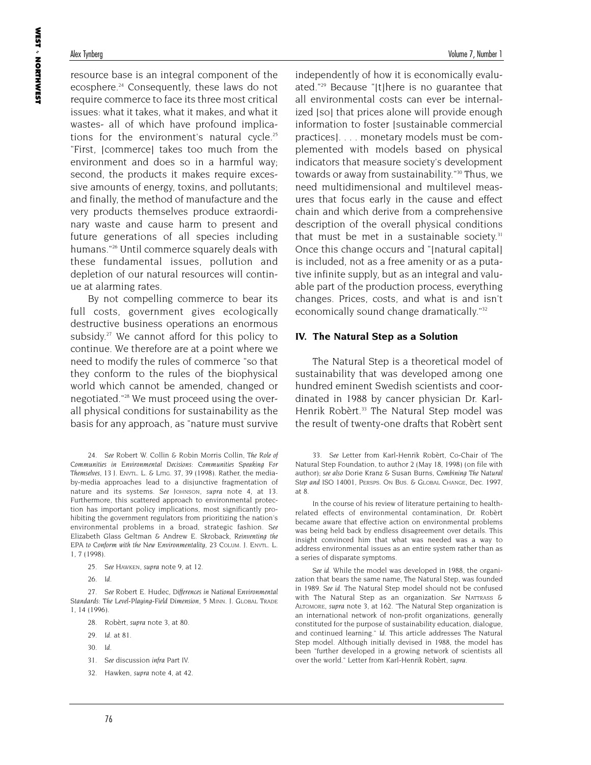resource base is an integral component of the ecosphere.[24] Consequently, these laws do not require commerce to face its three most critical issues: what it takes, what it makes, and what it wastes- all of which have profound implications for the environment's natural cycle.[25] "First, [commerce] takes too much from the environment and does so in a harmful way; second, the products it makes require excessive amounts of energy, toxins, and pollutants; and finally, the method of manufacture and the very products themselves produce extraordinary waste and cause harm to present and future generations of all species including humans."[26] Until commerce squarely deals with these fundamental issues, pollution and depletion of our natural resources will continue at alarming rates.

By not compelling commerce to bear its full costs, government gives ecologically destructive business operations an enormous subsidy.[27] We cannot afford for this policy to continue. We therefore are at a point where we need to modify the rules of commerce "so that they conform to the rules of the biophysical world which cannot be amended, changed or negotiated."[28] We must proceed using the overall physical conditions for sustainability as the basis for any approach, as "nature must survive independently of how it is economically evaluated."[29] Because "[t]here is no guarantee that all environmental costs can ever be internalized [so] that prices alone will provide enough information to foster [sustainable commercial practices]. . . . monetary models must be complemented with models based on physical indicators that measure society's development towards or away from sustainability."[30] Thus, we need multidimensional and multilevel measures that focus early in the cause and effect chain and which derive from a comprehensive description of the overall physical conditions that must be met in a sustainable society.[31] Once this change occurs and "[natural capital] is included, not as a free amenity or as a putative infinite supply, but as an integral and valuable part of the production process, everything changes. Prices, costs, and what is and isn't economically sound change dramatically."[32]

## IV. The Natural Step as a Solution

The Natural Step is a theoretical model of sustainability that was developed among one hundred eminent Swedish scientists and coordinated in 1988 by cancer physician Dr. Karl-Henrik Robèrt.[33] The Natural Step model was the result of twenty-one drafts that Robèrt sent

---

24. *See* Robert W. Collin & Robin Morris Collin, *The Role of Communities in Environmental Decisions: Communities Speaking For Themselves*, 13 J. ENVTL. L. & LITIG. 37, 39 (1998). Rather, the media-by-media approaches lead to a disjunctive fragmentation of nature and its systems. *See* JOHNSON, *supra* note 4, at 13. Furthermore, this scattered approach to environmental protection has important policy implications, most significantly prohibiting the government regulators from prioritizing the nation's environmental problems in a broad, strategic fashion. *See* Elizabeth Glass Geltman & Andrew E. Skroback, *Reinventing the EPA to Conform with the New Environmentality*, 23 COLUM. J. ENVTL. L. 1, 7 (1998).

25. *See* HAWKEN, *supra* note 9, at 12.

26. *Id.*

27. *See* Robert E. Hudec, *Differences in National Environmental Standards: The Level-Playing-Field Dimension*, 5 MINN. J. GLOBAL TRADE 1, 14 (1996).

28. Robèrt, *supra* note 3, at 80.

29. *Id.* at 81.

30. *Id.*

31. *See* discussion *infra* Part IV.

32. Hawken, *supra* note 4, at 42.

33. *See* Letter from Karl-Henrik Robèrt, Co-Chair of The Natural Step Foundation, to author 2 (May 18, 1998) (on file with author); *see also* Dorie Kranz & Susan Burns, *Combining The Natural Step and ISO 14001*, PERSPS. ON BUS. & GLOBAL CHANGE, Dec. 1997, at 8.

In the course of his review of literature pertaining to health-related effects of environmental contamination, Dr. Robèrt became aware that effective action on environmental problems was being held back by endless disagreement over details. This insight convinced him that what was needed was a way to address environmental issues as an entire system rather than as a series of disparate symptoms.

*See id.* While the model was developed in 1988, the organization that bears the same name, The Natural Step, was founded in 1989. *See id.* The Natural Step model should not be confused with The Natural Step as an organization. *See* NATTRASS & ALTOMORE, *supra* note 3, at 162. "The Natural Step organization is an international network of non-profit organizations, generally constituted for the purpose of sustainability education, dialogue, and continued learning." *Id.* This article addresses The Natural Step model. Although initially devised in 1988, the model has been "further developed in a growing network of scientists all over the world." Letter from Karl-Henrik Robèrt, *supra*.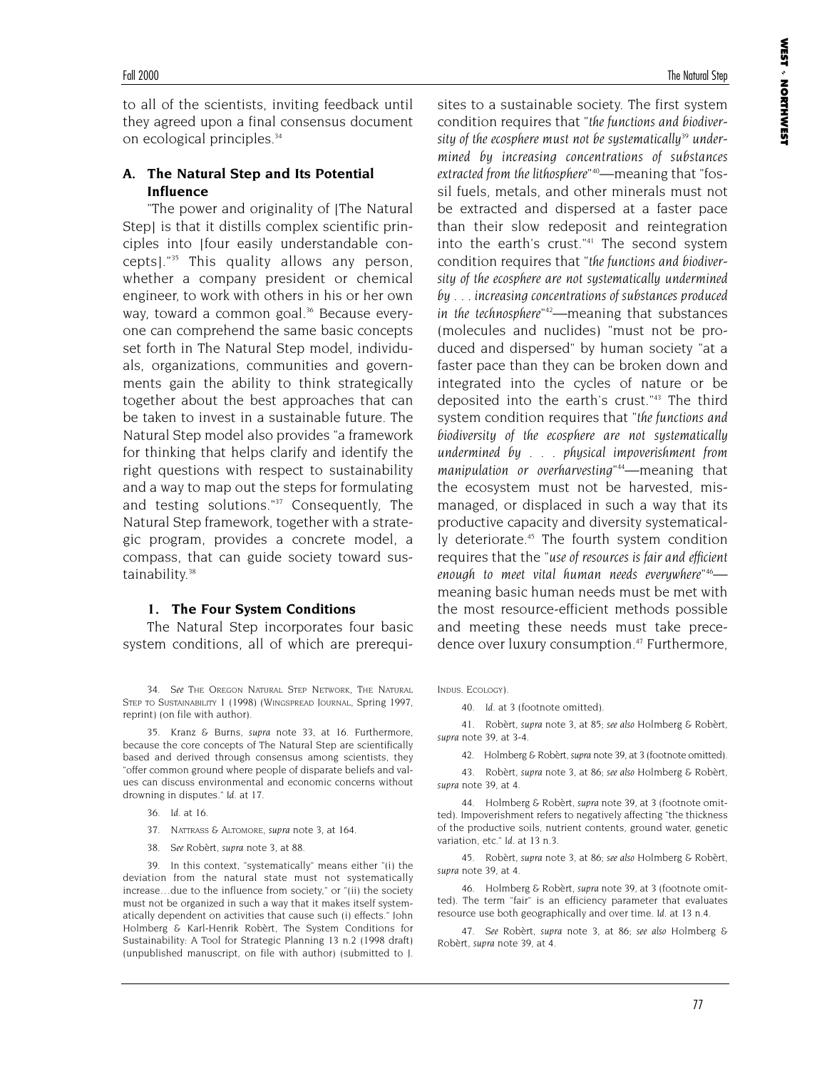to all of the scientists, inviting feedback until they agreed upon a final consensus document on ecological principles.[34]

### A. The Natural Step and Its Potential Influence

"The power and originality of [The Natural Step] is that it distills complex scientific principles into [four easily understandable concepts]."[35] This quality allows any person, whether a company president or chemical engineer, to work with others in his or her own way, toward a common goal.[36] Because everyone can comprehend the same basic concepts set forth in The Natural Step model, individuals, organizations, communities and governments gain the ability to think strategically together about the best approaches that can be taken to invest in a sustainable future. The Natural Step model also provides "a framework for thinking that helps clarify and identify the right questions with respect to sustainability and a way to map out the steps for formulating and testing solutions."[37] Consequently, The Natural Step framework, together with a strategic program, provides a concrete model, a compass, that can guide society toward sustainability.[38]

#### 1. The Four System Conditions

The Natural Step incorporates four basic system conditions, all of which are prerequisites to a sustainable society. The first system condition requires that "*the functions and biodiversity of the ecosphere must not be systematically*[39] *undermined by increasing concentrations of substances extracted from the lithosphere*"[40]—meaning that "fossil fuels, metals, and other minerals must not be extracted and dispersed at a faster pace than their slow redeposit and reintegration into the earth's crust."[41] The second system condition requires that "*the functions and biodiversity of the ecosphere are not systematically undermined by . . . increasing concentrations of substances produced in the technosphere*"[42]—meaning that substances (molecules and nuclides) "must not be produced and dispersed" by human society "at a faster pace than they can be broken down and integrated into the cycles of nature or be deposited into the earth's crust."[43] The third system condition requires that "*the functions and biodiversity of the ecosphere are not systematically undermined by . . . physical impoverishment from manipulation or overharvesting*"[44]—meaning that the ecosystem must not be harvested, mismanaged, or displaced in such a way that its productive capacity and diversity systematically deteriorate.[45] The fourth system condition requires that the "*use of resources is fair and efficient enough to meet vital human needs everywhere*"[46]—meaning basic human needs must be met with the most resource-efficient methods possible and meeting these needs must take precedence over luxury consumption.[47] Furthermore,

---

34. *See* THE OREGON NATURAL STEP NETWORK, THE NATURAL STEP TO SUSTAINABILITY 1 (1998) (WINGSPREAD JOURNAL, Spring 1997, reprint) (on file with author).

35. Kranz & Burns, *supra* note 33, at 16. Furthermore, because the core concepts of The Natural Step are scientifically based and derived through consensus among scientists, they "offer common ground where people of disparate beliefs and values can discuss environmental and economic concerns without drowning in disputes." *Id.* at 17.

36. *Id.* at 16.

37. NATTRASS & ALTOMORE, *supra* note 3, at 164.

38. *See* Robèrt, *supra* note 3, at 88.

39. In this context, "systematically" means either "(i) the deviation from the natural state must not systematically increase…due to the influence from society," or "(ii) the society must not be organized in such a way that it makes itself systematically dependent on activities that cause such (i) effects." John Holmberg & Karl-Henrik Robèrt, The System Conditions for Sustainability: A Tool for Strategic Planning 13 n.2 (1998 draft) (unpublished manuscript, on file with author) (submitted to J. INDUS. ECOLOGY).

40. *Id.* at 3 (footnote omitted).

41. Robèrt, *supra* note 3, at 85; *see also* Holmberg & Robèrt, *supra* note 39, at 3-4.

42. Holmberg & Robèrt, *supra* note 39, at 3 (footnote omitted).

43. Robèrt, *supra* note 3, at 86; *see also* Holmberg & Robèrt, *supra* note 39, at 4.

44. Holmberg & Robèrt, *supra* note 39, at 3 (footnote omitted). Impoverishment refers to negatively affecting "the thickness of the productive soils, nutrient contents, ground water, genetic variation, etc." *Id.* at 13 n.3.

45. Robèrt, *supra* note 3, at 86; *see also* Holmberg & Robèrt, *supra* note 39, at 4.

46. Holmberg & Robèrt, *supra* note 39, at 3 (footnote omitted). The term "fair" is an efficiency parameter that evaluates resource use both geographically and over time. *Id.* at 13 n.4.

47. *See* Robèrt, *supra* note 3, at 86; *see also* Holmberg & Robèrt, *supra* note 39, at 4.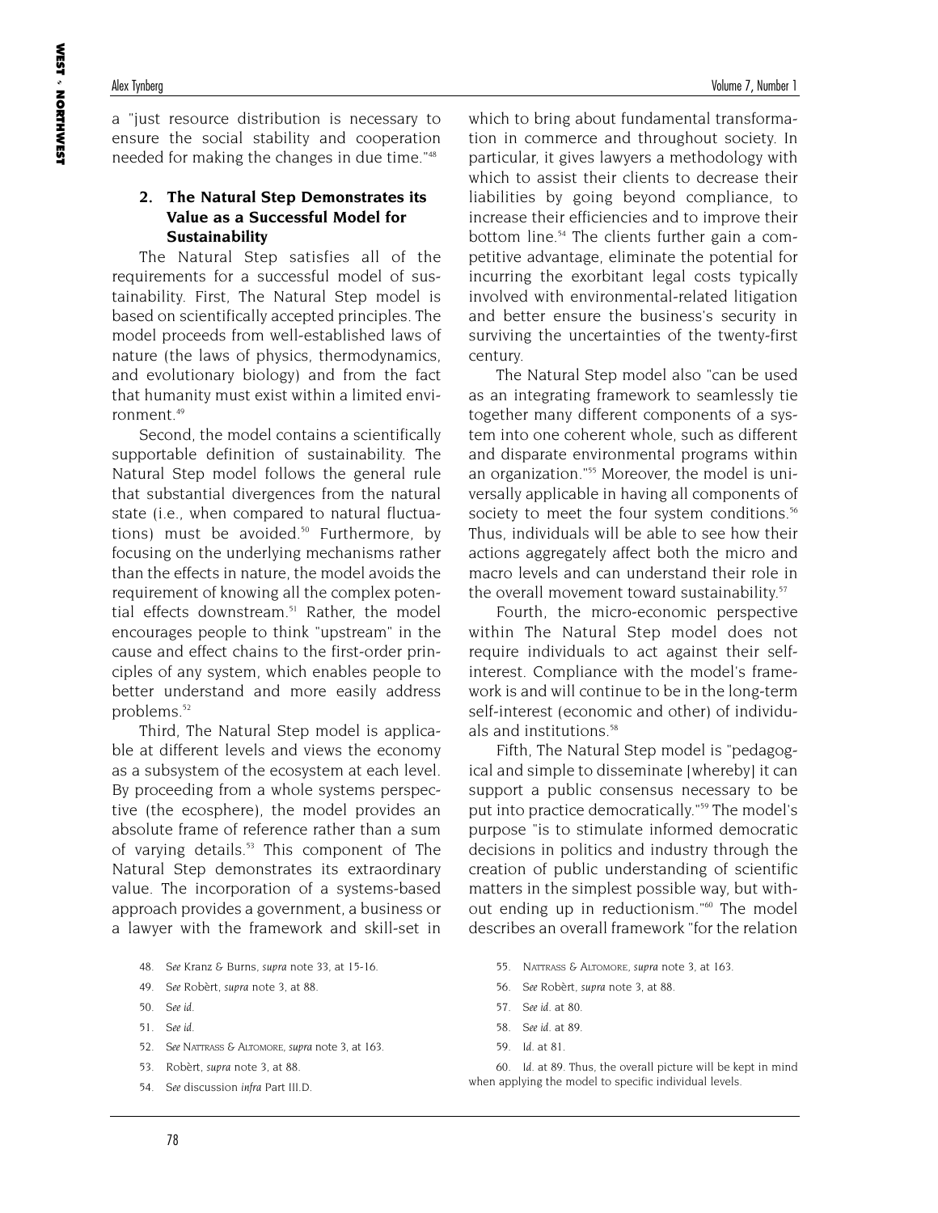a "just resource distribution is necessary to ensure the social stability and cooperation needed for making the changes in due time."[48]

### 2. The Natural Step Demonstrates its Value as a Successful Model for Sustainability

The Natural Step satisfies all of the requirements for a successful model of sustainability. First, The Natural Step model is based on scientifically accepted principles. The model proceeds from well-established laws of nature (the laws of physics, thermodynamics, and evolutionary biology) and from the fact that humanity must exist within a limited environment.[49]

Second, the model contains a scientifically supportable definition of sustainability. The Natural Step model follows the general rule that substantial divergences from the natural state (i.e., when compared to natural fluctuations) must be avoided.[50] Furthermore, by focusing on the underlying mechanisms rather than the effects in nature, the model avoids the requirement of knowing all the complex potential effects downstream.[51] Rather, the model encourages people to think "upstream" in the cause and effect chains to the first-order principles of any system, which enables people to better understand and more easily address problems.[52]

Third, The Natural Step model is applicable at different levels and views the economy as a subsystem of the ecosystem at each level. By proceeding from a whole systems perspective (the ecosphere), the model provides an absolute frame of reference rather than a sum of varying details.[53] This component of The Natural Step demonstrates its extraordinary value. The incorporation of a systems-based approach provides a government, a business or a lawyer with the framework and skill-set in which to bring about fundamental transformation in commerce and throughout society. In particular, it gives lawyers a methodology with which to assist their clients to decrease their liabilities by going beyond compliance, to increase their efficiencies and to improve their bottom line.[54] The clients further gain a competitive advantage, eliminate the potential for incurring the exorbitant legal costs typically involved with environmental-related litigation and better ensure the business's security in surviving the uncertainties of the twenty-first century.

The Natural Step model also "can be used as an integrating framework to seamlessly tie together many different components of a system into one coherent whole, such as different and disparate environmental programs within an organization."[55] Moreover, the model is universally applicable in having all components of society to meet the four system conditions.[56] Thus, individuals will be able to see how their actions aggregately affect both the micro and macro levels and can understand their role in the overall movement toward sustainability.[57]

Fourth, the micro-economic perspective within The Natural Step model does not require individuals to act against their self-interest. Compliance with the model's framework is and will continue to be in the long-term self-interest (economic and other) of individuals and institutions.[58]

Fifth, The Natural Step model is "pedagogical and simple to disseminate [whereby] it can support a public consensus necessary to be put into practice democratically."[59] The model's purpose "is to stimulate informed democratic decisions in politics and industry through the creation of public understanding of scientific matters in the simplest possible way, but without ending up in reductionism."[60] The model describes an overall framework "for the relation

---

48. *See* Kranz & Burns, *supra* note 33, at 15-16.

49. *See* Robèrt, *supra* note 3, at 88.

50. *See id.*

51. *See id.*

52. *See* NATTRASS & ALTOMORE, *supra* note 3, at 163.

53. Robèrt, *supra* note 3, at 88.

54. *See* discussion *infra* Part III.D.

55. NATTRASS & ALTOMORE, *supra* note 3, at 163.

56. *See* Robèrt, *supra* note 3, at 88.

57. *See id.* at 80.

58. *See id.* at 89.

59. *Id.* at 81.

60. *Id.* at 89. Thus, the overall picture will be kept in mind when applying the model to specific individual levels.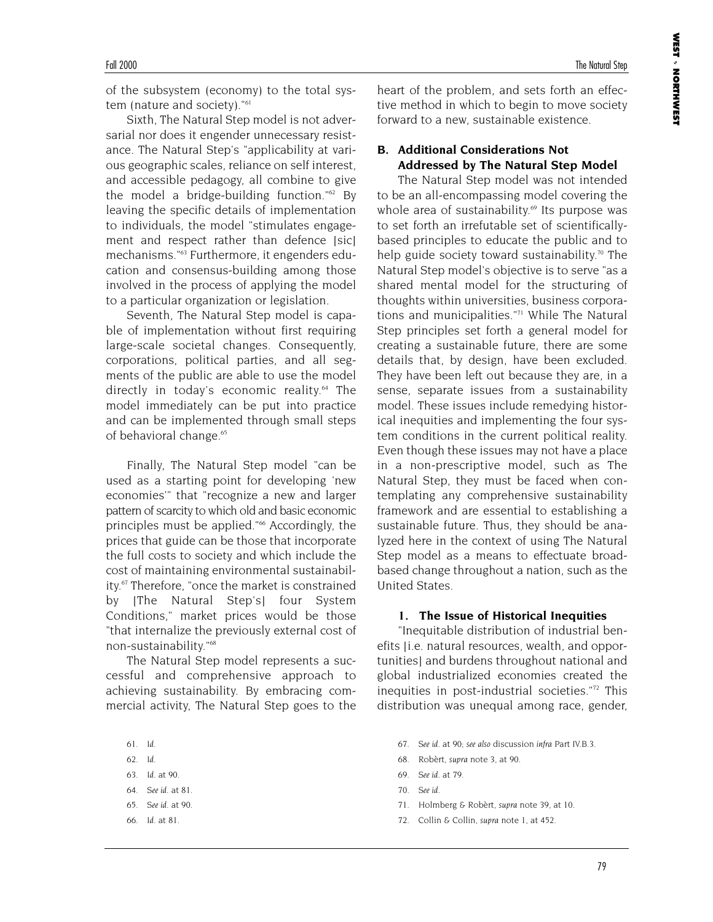of the subsystem (economy) to the total system (nature and society)."[61]

Sixth, The Natural Step model is not adversarial nor does it engender unnecessary resistance. The Natural Step's "applicability at various geographic scales, reliance on self interest, and accessible pedagogy, all combine to give the model a bridge-building function."[62] By leaving the specific details of implementation to individuals, the model "stimulates engagement and respect rather than defence [sic] mechanisms."[63] Furthermore, it engenders education and consensus-building among those involved in the process of applying the model to a particular organization or legislation.

Seventh, The Natural Step model is capable of implementation without first requiring large-scale societal changes. Consequently, corporations, political parties, and all segments of the public are able to use the model directly in today's economic reality.[64] The model immediately can be put into practice and can be implemented through small steps of behavioral change.[65]

Finally, The Natural Step model "can be used as a starting point for developing 'new economies'" that "recognize a new and larger pattern of scarcity to which old and basic economic principles must be applied."[66] Accordingly, the prices that guide can be those that incorporate the full costs to society and which include the cost of maintaining environmental sustainability.[67] Therefore, "once the market is constrained by [The Natural Step's] four System Conditions," market prices would be those "that internalize the previously external cost of non-sustainability."[68]

The Natural Step model represents a successful and comprehensive approach to achieving sustainability. By embracing commercial activity, The Natural Step goes to the heart of the problem, and sets forth an effective method in which to begin to move society forward to a new, sustainable existence.

### B. Additional Considerations Not Addressed by The Natural Step Model

The Natural Step model was not intended to be an all-encompassing model covering the whole area of sustainability.[69] Its purpose was to set forth an irrefutable set of scientifically-based principles to educate the public and to help guide society toward sustainability.[70] The Natural Step model's objective is to serve "as a shared mental model for the structuring of thoughts within universities, business corporations and municipalities."[71] While The Natural Step principles set forth a general model for creating a sustainable future, there are some details that, by design, have been excluded. They have been left out because they are, in a sense, separate issues from a sustainability model. These issues include remedying historical inequities and implementing the four system conditions in the current political reality. Even though these issues may not have a place in a non-prescriptive model, such as The Natural Step, they must be faced when contemplating any comprehensive sustainability framework and are essential to establishing a sustainable future. Thus, they should be analyzed here in the context of using The Natural Step model as a means to effectuate broad-based change throughout a nation, such as the United States.

#### 1. The Issue of Historical Inequities

"Inequitable distribution of industrial benefits [i.e. natural resources, wealth, and opportunities] and burdens throughout national and global industrialized economies created the inequities in post-industrial societies."[72] This distribution was unequal among race, gender,

---

61. *Id.*

62. *Id.*

63. *Id.* at 90.

64. *See id.* at 81.

65. *See id.* at 90.

66. *Id.* at 81.

67. *See id.* at 90; *see also* discussion *infra* Part IV.B.3.

68. Robèrt, *supra* note 3, at 90.

69. *See id.* at 79.

70. *See id.*

71. Holmberg & Robèrt, *supra* note 39, at 10.

72. Collin & Collin, *supra* note 1, at 452.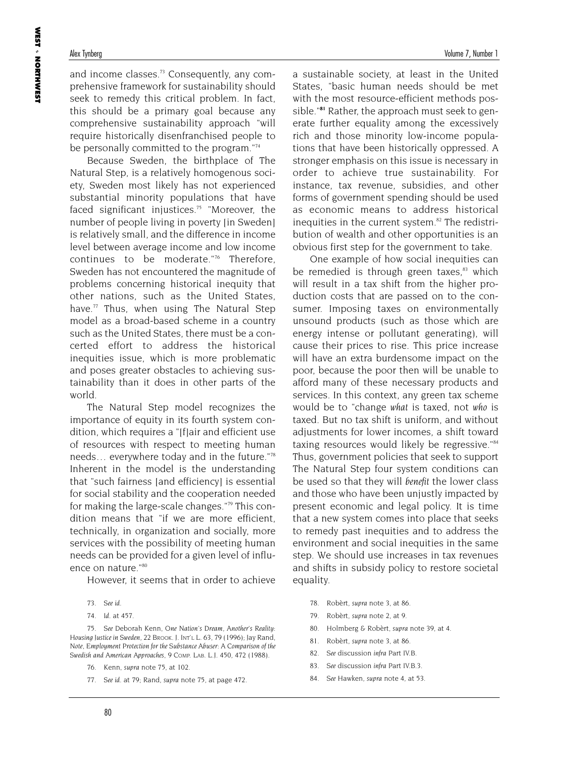and income classes.[73] Consequently, any comprehensive framework for sustainability should seek to remedy this critical problem. In fact, this should be a primary goal because any comprehensive sustainability approach "will require historically disenfranchised people to be personally committed to the program."[74]

Because Sweden, the birthplace of The Natural Step, is a relatively homogenous society, Sweden most likely has not experienced substantial minority populations that have faced significant injustices.[75] "Moreover, the number of people living in poverty [in Sweden] is relatively small, and the difference in income level between average income and low income continues to be moderate."[76] Therefore, Sweden has not encountered the magnitude of problems concerning historical inequity that other nations, such as the United States, have.[77] Thus, when using The Natural Step model as a broad-based scheme in a country such as the United States, there must be a concerted effort to address the historical inequities issue, which is more problematic and poses greater obstacles to achieving sustainability than it does in other parts of the world.

The Natural Step model recognizes the importance of equity in its fourth system condition, which requires a "[f]air and efficient use of resources with respect to meeting human needs… everywhere today and in the future."[78] Inherent in the model is the understanding that "such fairness [and efficiency] is essential for social stability and the cooperation needed for making the large-scale changes."[79] This condition means that "if we are more efficient, technically, in organization and socially, more services with the possibility of meeting human needs can be provided for a given level of influence on nature."[80]

However, it seems that in order to achieve a sustainable society, at least in the United States, "basic human needs should be met with the most resource-efficient methods possible."[81] Rather, the approach must seek to generate further equality among the excessively rich and those minority low-income populations that have been historically oppressed. A stronger emphasis on this issue is necessary in order to achieve true sustainability. For instance, tax revenue, subsidies, and other forms of government spending should be used as economic means to address historical inequities in the current system.[82] The redistribution of wealth and other opportunities is an obvious first step for the government to take.

One example of how social inequities can be remedied is through green taxes,[83] which will result in a tax shift from the higher production costs that are passed on to the consumer. Imposing taxes on environmentally unsound products (such as those which are energy intense or pollutant generating), will cause their prices to rise. This price increase will have an extra burdensome impact on the poor, because the poor then will be unable to afford many of these necessary products and services. In this context, any green tax scheme would be to "change *what* is taxed, not *who* is taxed. But no tax shift is uniform, and without adjustments for lower incomes, a shift toward taxing resources would likely be regressive."[84] Thus, government policies that seek to support The Natural Step four system conditions can be used so that they will *benefit* the lower class and those who have been unjustly impacted by present economic and legal policy. It is time that a new system comes into place that seeks to remedy past inequities and to address the environment and social inequities in the same step. We should use increases in tax revenues and shifts in subsidy policy to restore societal equality.

73. *See id.*

74. *Id.* at 457.

75. *See* Deborah Kenn, *One Nation's Dream, Another's Reality: Housing Justice in Sweden*, 22 BROOK. J. INT'L L. 63, 79 (1996); Jay Rand, Note, *Employment Protection for the Substance Abuser: A Comparison of the Swedish and American Approaches*, 9 COMP. LAB. L.J. 450, 472 (1988).

76. Kenn, *supra* note 75, at 102.

77. *See id.* at 79; Rand, *supra* note 75, at page 472.

78. Robèrt, *supra* note 3, at 86.

79. Robèrt, *supra* note 2, at 9.

80. Holmberg & Robèrt, *supra* note 39, at 4.

81. Robèrt, *supra* note 3, at 86.

82. *See* discussion *infra* Part IV.B.

83. *See* discussion *infra* Part IV.B.3.

84. *See* Hawken, *supra* note 4, at 53.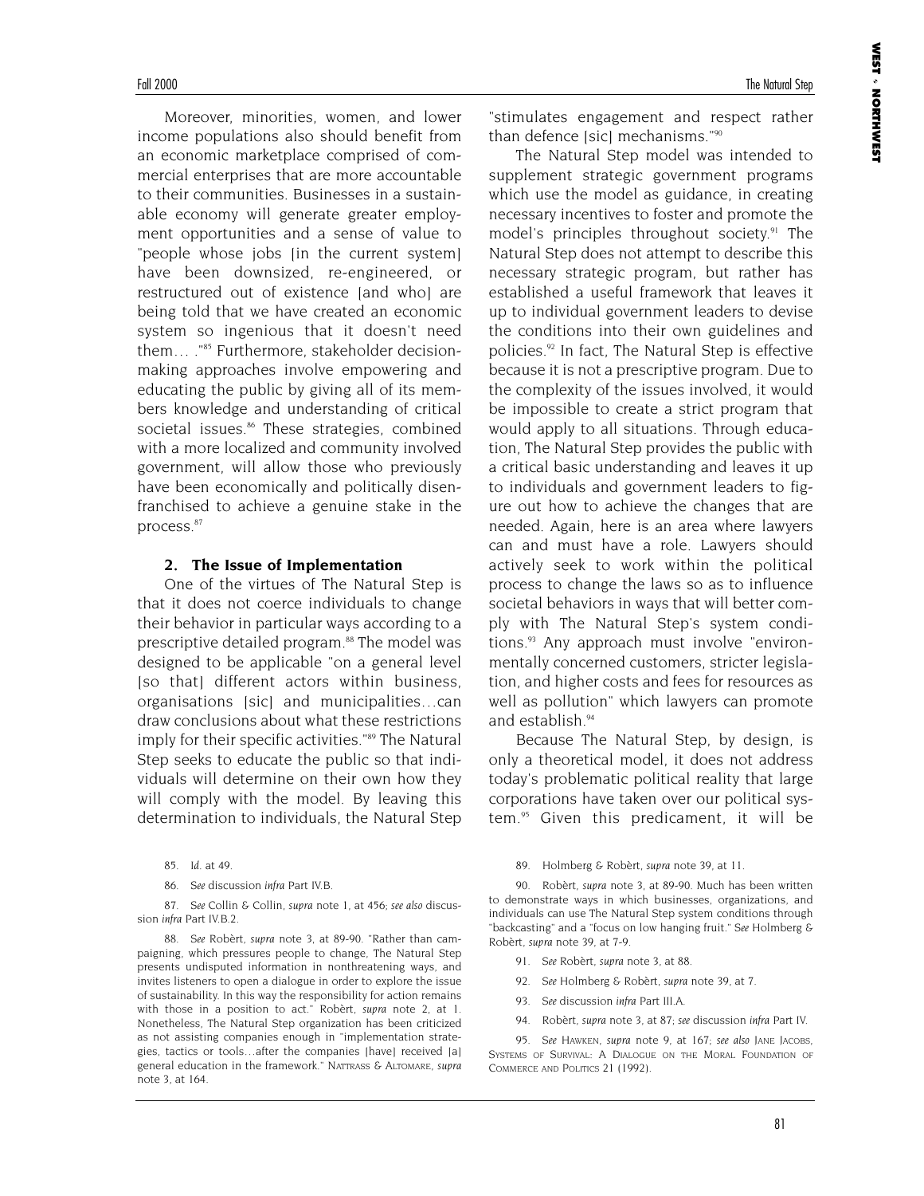Moreover, minorities, women, and lower income populations also should benefit from an economic marketplace comprised of commercial enterprises that are more accountable to their communities. Businesses in a sustainable economy will generate greater employment opportunities and a sense of value to "people whose jobs [in the current system] have been downsized, re-engineered, or restructured out of existence [and who] are being told that we have created an economic system so ingenious that it doesn't need them… ."[85] Furthermore, stakeholder decision-making approaches involve empowering and educating the public by giving all of its members knowledge and understanding of critical societal issues.[86] These strategies, combined with a more localized and community involved government, will allow those who previously have been economically and politically disenfranchised to achieve a genuine stake in the process.[87]

### 2. The Issue of Implementation

One of the virtues of The Natural Step is that it does not coerce individuals to change their behavior in particular ways according to a prescriptive detailed program.[88] The model was designed to be applicable "on a general level [so that] different actors within business, organisations [sic] and municipalities…can draw conclusions about what these restrictions imply for their specific activities."[89] The Natural Step seeks to educate the public so that individuals will determine on their own how they will comply with the model. By leaving this determination to individuals, the Natural Step "stimulates engagement and respect rather than defence [sic] mechanisms."[90]

The Natural Step model was intended to supplement strategic government programs which use the model as guidance, in creating necessary incentives to foster and promote the model's principles throughout society.[91] The Natural Step does not attempt to describe this necessary strategic program, but rather has established a useful framework that leaves it up to individual government leaders to devise the conditions into their own guidelines and policies.[92] In fact, The Natural Step is effective because it is not a prescriptive program. Due to the complexity of the issues involved, it would be impossible to create a strict program that would apply to all situations. Through education, The Natural Step provides the public with a critical basic understanding and leaves it up to individuals and government leaders to figure out how to achieve the changes that are needed. Again, here is an area where lawyers can and must have a role. Lawyers should actively seek to work within the political process to change the laws so as to influence societal behaviors in ways that will better comply with The Natural Step's system conditions.[93] Any approach must involve "environmentally concerned customers, stricter legislation, and higher costs and fees for resources as well as pollution" which lawyers can promote and establish.[94]

Because The Natural Step, by design, is only a theoretical model, it does not address today's problematic political reality that large corporations have taken over our political system.[95] Given this predicament, it will be

---

85. *Id.* at 49.

86. *See* discussion *infra* Part IV.B.

87. *See* Collin & Collin, *supra* note 1, at 456; *see also* discussion *infra* Part IV.B.2.

88. *See* Robèrt, *supra* note 3, at 89-90. "Rather than campaigning, which pressures people to change, The Natural Step presents undisputed information in nonthreatening ways, and invites listeners to open a dialogue in order to explore the issue of sustainability. In this way the responsibility for action remains with those in a position to act." Robèrt, *supra* note 2, at 1. Nonetheless, The Natural Step organization has been criticized as not assisting companies enough in "implementation strategies, tactics or tools…after the companies [have] received [a] general education in the framework." NATTRASS & ALTOMARE, *supra* note 3, at 164.

89. Holmberg & Robèrt, *supra* note 39, at 11.

90. Robèrt, *supra* note 3, at 89-90. Much has been written to demonstrate ways in which businesses, organizations, and individuals can use The Natural Step system conditions through "backcasting" and a "focus on low hanging fruit." *See* Holmberg & Robèrt, *supra* note 39, at 7-9.

91. *See* Robèrt, *supra* note 3, at 88.

92. *See* Holmberg & Robèrt, *supra* note 39, at 7.

93. *See* discussion *infra* Part III.A.

94. Robèrt, *supra* note 3, at 87; *see* discussion *infra* Part IV.

95. *See* HAWKEN, *supra* note 9, at 167; *see also* JANE JACOBS, SYSTEMS OF SURVIVAL: A DIALOGUE ON THE MORAL FOUNDATION OF COMMERCE AND POLITICS 21 (1992).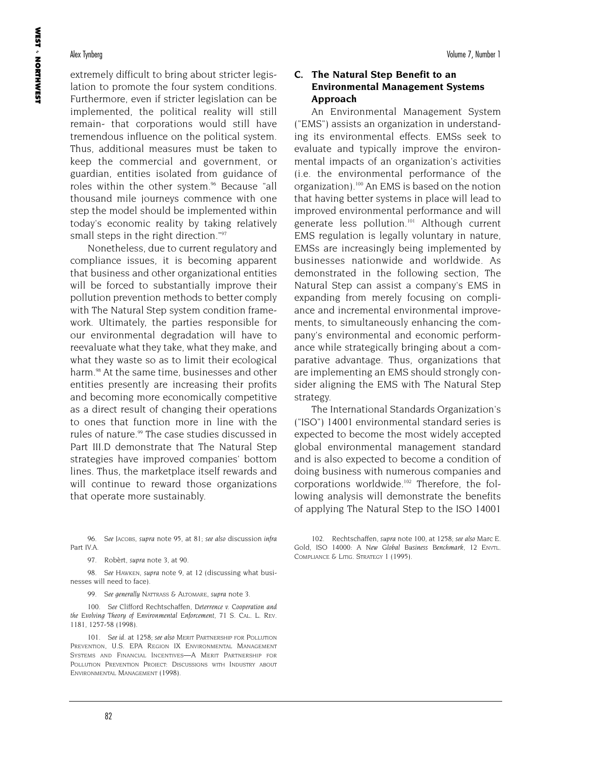extremely difficult to bring about stricter legislation to promote the four system conditions. Furthermore, even if stricter legislation can be implemented, the political reality will still remain- that corporations would still have tremendous influence on the political system. Thus, additional measures must be taken to keep the commercial and government, or guardian, entities isolated from guidance of roles within the other system.[96] Because "all thousand mile journeys commence with one step the model should be implemented within today's economic reality by taking relatively small steps in the right direction."[97]

Nonetheless, due to current regulatory and compliance issues, it is becoming apparent that business and other organizational entities will be forced to substantially improve their pollution prevention methods to better comply with The Natural Step system condition framework. Ultimately, the parties responsible for our environmental degradation will have to reevaluate what they take, what they make, and what they waste so as to limit their ecological harm.[98] At the same time, businesses and other entities presently are increasing their profits and becoming more economically competitive as a direct result of changing their operations to ones that function more in line with the rules of nature.[99] The case studies discussed in Part III.D demonstrate that The Natural Step strategies have improved companies' bottom lines. Thus, the marketplace itself rewards and will continue to reward those organizations that operate more sustainably.

### C. The Natural Step Benefit to an Environmental Management Systems Approach

An Environmental Management System ("EMS") assists an organization in understanding its environmental effects. EMSs seek to evaluate and typically improve the environmental impacts of an organization's activities (i.e. the environmental performance of the organization).[100] An EMS is based on the notion that having better systems in place will lead to improved environmental performance and will generate less pollution.[101] Although current EMS regulation is legally voluntary in nature, EMSs are increasingly being implemented by businesses nationwide and worldwide. As demonstrated in the following section, The Natural Step can assist a company's EMS in expanding from merely focusing on compliance and incremental environmental improvements, to simultaneously enhancing the company's environmental and economic performance while strategically bringing about a comparative advantage. Thus, organizations that are implementing an EMS should strongly consider aligning the EMS with The Natural Step strategy.

The International Standards Organization's ("ISO") 14001 environmental standard series is expected to become the most widely accepted global environmental management standard and is also expected to become a condition of doing business with numerous companies and corporations worldwide.[102] Therefore, the following analysis will demonstrate the benefits of applying The Natural Step to the ISO 14001

---

96. *See* Jacobs, *supra* note 95, at 81; *see also* discussion *infra* Part IV.A.

97. Robèrt, *supra* note 3, at 90.

98. *See* Hawken, *supra* note 9, at 12 (discussing what businesses will need to face).

99. *See generally* Nattrass & Altomare, *supra* note 3.

100. *See* Clifford Rechtschaffen, *Deterrence v. Cooperation and the Evolving Theory of Environmental Enforcement*, 71 S. Cal. L. Rev. 1181, 1257-58 (1998).

101. *See id.* at 1258; *see also* Merit Partnership for Pollution Prevention, U.S. EPA Region IX Environmental Management Systems and Financial Incentives—A Merit Partnership for Pollution Prevention Project: Discussions with Industry about Environmental Management (1998).

102. Rechtschaffen, *supra* note 100, at 1258; *see also* Marc E. Gold, ISO 14000: A *New Global Business Benchmark*, 12 Envtl. Compliance & Litig. Strategy 1 (1995).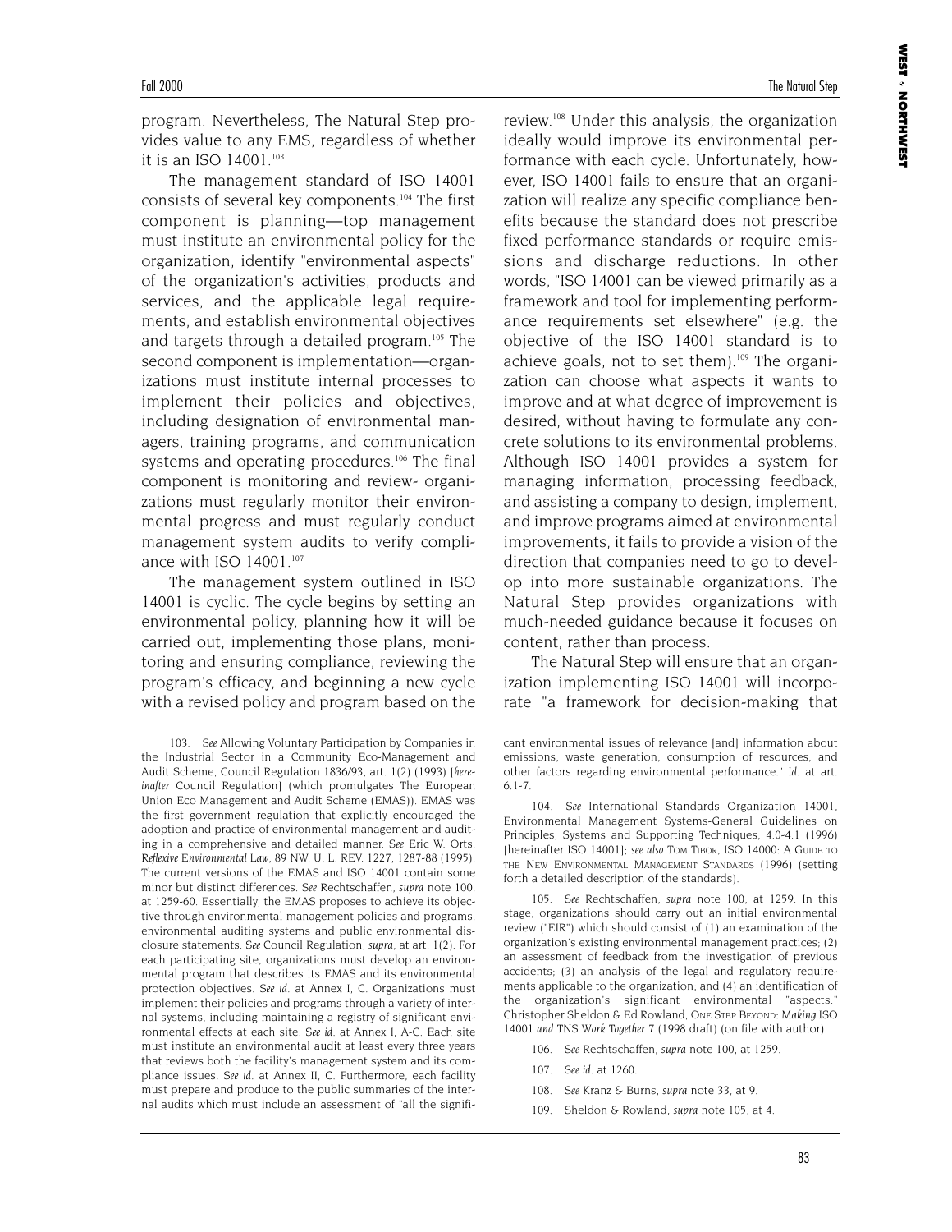program. Nevertheless, The Natural Step provides value to any EMS, regardless of whether it is an ISO 14001.[103]

The management standard of ISO 14001 consists of several key components.[104] The first component is planning—top management must institute an environmental policy for the organization, identify "environmental aspects" of the organization's activities, products and services, and the applicable legal requirements, and establish environmental objectives and targets through a detailed program.[105] The second component is implementation—organizations must institute internal processes to implement their policies and objectives, including designation of environmental managers, training programs, and communication systems and operating procedures.[106] The final component is monitoring and review- organizations must regularly monitor their environmental progress and must regularly conduct management system audits to verify compliance with ISO 14001.[107]

The management system outlined in ISO 14001 is cyclic. The cycle begins by setting an environmental policy, planning how it will be carried out, implementing those plans, monitoring and ensuring compliance, reviewing the program's efficacy, and beginning a new cycle with a revised policy and program based on the review.[108] Under this analysis, the organization ideally would improve its environmental performance with each cycle. Unfortunately, however, ISO 14001 fails to ensure that an organization will realize any specific compliance benefits because the standard does not prescribe fixed performance standards or require emissions and discharge reductions. In other words, "ISO 14001 can be viewed primarily as a framework and tool for implementing performance requirements set elsewhere" (e.g. the objective of the ISO 14001 standard is to achieve goals, not to set them).[109] The organization can choose what aspects it wants to improve and at what degree of improvement is desired, without having to formulate any concrete solutions to its environmental problems. Although ISO 14001 provides a system for managing information, processing feedback, and assisting a company to design, implement, and improve programs aimed at environmental improvements, it fails to provide a vision of the direction that companies need to go to develop into more sustainable organizations. The Natural Step provides organizations with much-needed guidance because it focuses on content, rather than process.

The Natural Step will ensure that an organization implementing ISO 14001 will incorporate "a framework for decision-making that

---

103. *See* Allowing Voluntary Participation by Companies in the Industrial Sector in a Community Eco-Management and Audit Scheme, Council Regulation 1836/93, art. 1(2) (1993) [*hereinafter* Council Regulation] (which promulgates The European Union Eco Management and Audit Scheme (EMAS)). EMAS was the first government regulation that explicitly encouraged the adoption and practice of environmental management and auditing in a comprehensive and detailed manner. *See* Eric W. Orts, *Reflexive Environmental Law*, 89 NW. U. L. REV. 1227, 1287-88 (1995). The current versions of the EMAS and ISO 14001 contain some minor but distinct differences. *See* Rechtschaffen, *supra* note 100, at 1259-60. Essentially, the EMAS proposes to achieve its objective through environmental management policies and programs, environmental auditing systems and public environmental disclosure statements. *See* Council Regulation, *supra*, at art. 1(2). For each participating site, organizations must develop an environmental program that describes its EMAS and its environmental protection objectives. *See id.* at Annex I, C. Organizations must implement their policies and programs through a variety of internal systems, including maintaining a registry of significant environmental effects at each site. *See id.* at Annex I, A-C. Each site must institute an environmental audit at least every three years that reviews both the facility's management system and its compliance issues. *See id.* at Annex II, C. Furthermore, each facility must prepare and produce to the public summaries of the internal audits which must include an assessment of "all the significant environmental issues of relevance [and] information about emissions, waste generation, consumption of resources, and other factors regarding environmental performance." *Id.* at art. 6.1-7.

104. *See* International Standards Organization 14001, Environmental Management Systems-General Guidelines on Principles, Systems and Supporting Techniques, 4.0-4.1 (1996) [hereinafter ISO 14001]; *see also* TOM TIBOR, ISO 14000: A GUIDE TO THE NEW ENVIRONMENTAL MANAGEMENT STANDARDS (1996) (setting forth a detailed description of the standards).

105. *See* Rechtschaffen, *supra* note 100, at 1259. In this stage, organizations should carry out an initial environmental review ("EIR") which should consist of (1) an examination of the organization's existing environmental management practices; (2) an assessment of feedback from the investigation of previous accidents; (3) an analysis of the legal and regulatory requirements applicable to the organization; and (4) an identification of the organization's significant environmental "aspects." Christopher Sheldon & Ed Rowland, ONE STEP BEYOND: *Making* ISO 14001 *and* TNS *Work Together* 7 (1998 draft) (on file with author).

106. *See* Rechtschaffen, *supra* note 100, at 1259.

107. *See id.* at 1260.

108. *See* Kranz & Burns, *supra* note 33, at 9.

109. Sheldon & Rowland, *supra* note 105, at 4.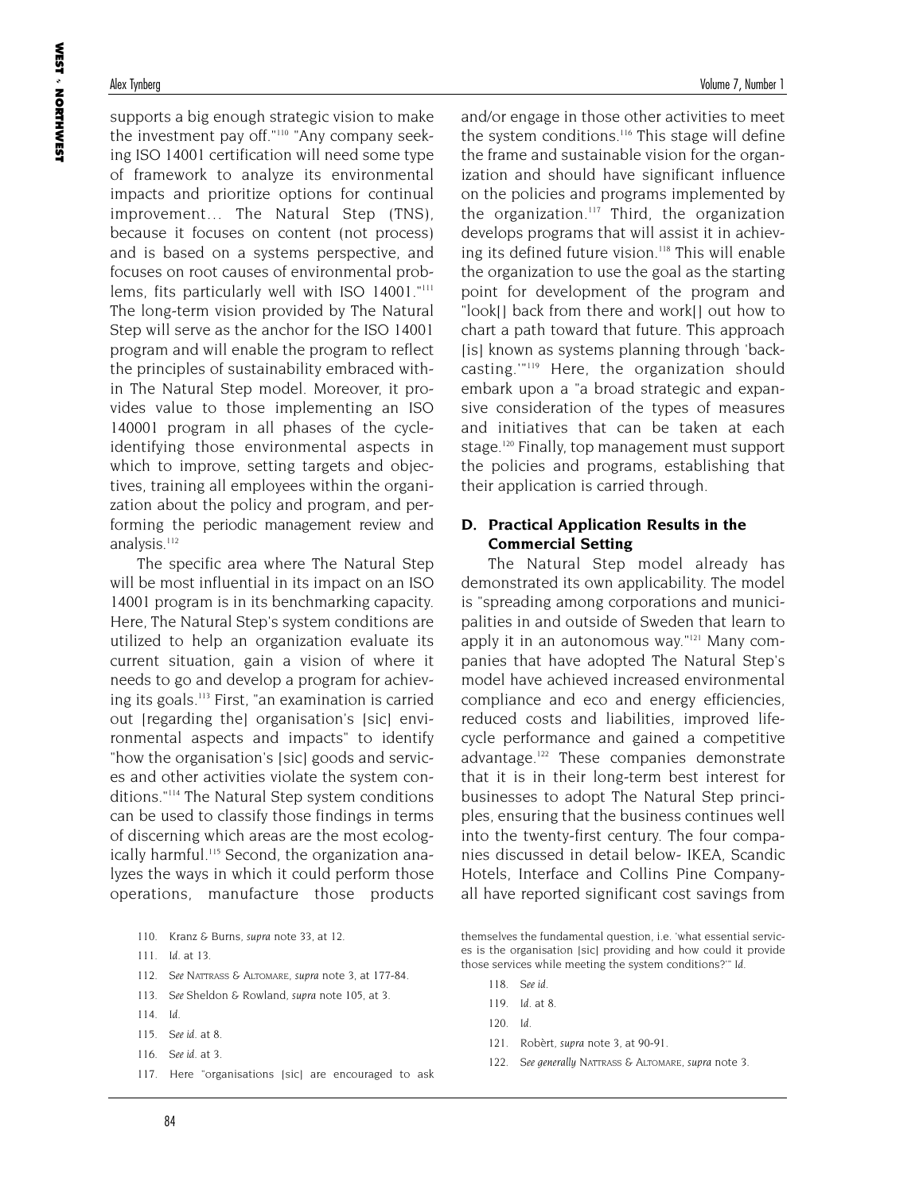supports a big enough strategic vision to make the investment pay off."[110] "Any company seeking ISO 14001 certification will need some type of framework to analyze its environmental impacts and prioritize options for continual improvement… The Natural Step (TNS), because it focuses on content (not process) and is based on a systems perspective, and focuses on root causes of environmental problems, fits particularly well with ISO 14001."[111] The long-term vision provided by The Natural Step will serve as the anchor for the ISO 14001 program and will enable the program to reflect the principles of sustainability embraced within The Natural Step model. Moreover, it provides value to those implementing an ISO 140001 program in all phases of the cycle- identifying those environmental aspects in which to improve, setting targets and objectives, training all employees within the organization about the policy and program, and performing the periodic management review and analysis.[112]

The specific area where The Natural Step will be most influential in its impact on an ISO 14001 program is in its benchmarking capacity. Here, The Natural Step's system conditions are utilized to help an organization evaluate its current situation, gain a vision of where it needs to go and develop a program for achieving its goals.[113] First, "an examination is carried out [regarding the] organisation's [sic] environmental aspects and impacts" to identify "how the organisation's [sic] goods and services and other activities violate the system conditions."[114] The Natural Step system conditions can be used to classify those findings in terms of discerning which areas are the most ecologically harmful.[115] Second, the organization analyzes the ways in which it could perform those operations, manufacture those products and/or engage in those other activities to meet the system conditions.[116] This stage will define the frame and sustainable vision for the organization and should have significant influence on the policies and programs implemented by the organization.[117] Third, the organization develops programs that will assist it in achieving its defined future vision.[118] This will enable the organization to use the goal as the starting point for development of the program and "look[] back from there and work[] out how to chart a path toward that future. This approach [is] known as systems planning through 'backcasting.'"[119] Here, the organization should embark upon a "a broad strategic and expansive consideration of the types of measures and initiatives that can be taken at each stage.[120] Finally, top management must support the policies and programs, establishing that their application is carried through.

### D. Practical Application Results in the Commercial Setting

The Natural Step model already has demonstrated its own applicability. The model is "spreading among corporations and municipalities in and outside of Sweden that learn to apply it in an autonomous way."[121] Many companies that have adopted The Natural Step's model have achieved increased environmental compliance and eco and energy efficiencies, reduced costs and liabilities, improved lifecycle performance and gained a competitive advantage.[122] These companies demonstrate that it is in their long-term best interest for businesses to adopt The Natural Step principles, ensuring that the business continues well into the twenty-first century. The four companies discussed in detail below- IKEA, Scandic Hotels, Interface and Collins Pine Company- all have reported significant cost savings from

---

110. Kranz & Burns, *supra* note 33, at 12.

111. *Id.* at 13.

112. *See* Nattrass & Altomare, *supra* note 3, at 177-84.

113. *See* Sheldon & Rowland, *supra* note 105, at 3.

114. *Id.*

115. *See id.* at 8.

116. *See id.* at 3.

117. Here "organisations [sic] are encouraged to ask themselves the fundamental question, i.e. 'what essential services is the organisation [sic] providing and how could it provide those services while meeting the system conditions?'" *Id.*

118. *See id.*

119. *Id.* at 8.

120. *Id.*

121. Robèrt, *supra* note 3, at 90-91.

122. *See generally* Nattrass & Altomare, *supra* note 3.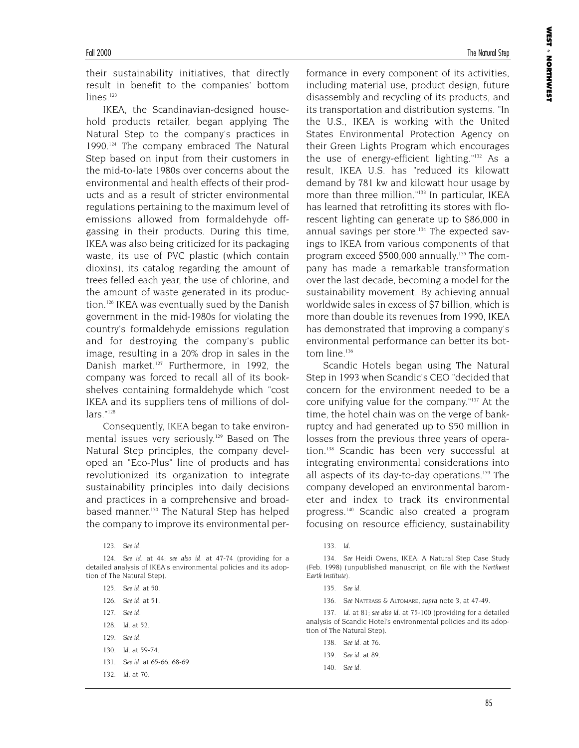their sustainability initiatives, that directly result in benefit to the companies' bottom lines.[123]

IKEA, the Scandinavian-designed household products retailer, began applying The Natural Step to the company's practices in 1990.[124] The company embraced The Natural Step based on input from their customers in the mid-to-late 1980s over concerns about the environmental and health effects of their products and as a result of stricter environmental regulations pertaining to the maximum level of emissions allowed from formaldehyde off-gassing in their products. During this time, IKEA was also being criticized for its packaging waste, its use of PVC plastic (which contain dioxins), its catalog regarding the amount of trees felled each year, the use of chlorine, and the amount of waste generated in its production.[126] IKEA was eventually sued by the Danish government in the mid-1980s for violating the country's formaldehyde emissions regulation and for destroying the company's public image, resulting in a 20% drop in sales in the Danish market.[127] Furthermore, in 1992, the company was forced to recall all of its bookshelves containing formaldehyde which "cost IKEA and its suppliers tens of millions of dollars."[128]

Consequently, IKEA began to take environmental issues very seriously.[129] Based on The Natural Step principles, the company developed an "Eco-Plus" line of products and has revolutionized its organization to integrate sustainability principles into daily decisions and practices in a comprehensive and broad-based manner.[130] The Natural Step has helped the company to improve its environmental performance in every component of its activities, including material use, product design, future disassembly and recycling of its products, and its transportation and distribution systems. "In the U.S., IKEA is working with the United States Environmental Protection Agency on their Green Lights Program which encourages the use of energy-efficient lighting."[132] As a result, IKEA U.S. has "reduced its kilowatt demand by 781 kw and kilowatt hour usage by more than three million."[133] In particular, IKEA has learned that retrofitting its stores with florescent lighting can generate up to $86,000 in annual savings per store.[134] The expected savings to IKEA from various components of that program exceed $500,000 annually.[135] The company has made a remarkable transformation over the last decade, becoming a model for the sustainability movement. By achieving annual worldwide sales in excess of $7 billion, which is more than double its revenues from 1990, IKEA has demonstrated that improving a company's environmental performance can better its bottom line.[136]

Scandic Hotels began using The Natural Step in 1993 when Scandic's CEO "decided that concern for the environment needed to be a core unifying value for the company."[137] At the time, the hotel chain was on the verge of bankruptcy and had generated up to $50 million in losses from the previous three years of operation.[138] Scandic has been very successful at integrating environmental considerations into all aspects of its day-to-day operations.[139] The company developed an environmental barometer and index to track its environmental progress.[140] Scandic also created a program focusing on resource efficiency, sustainability

123. *See id.*

124. *See id.* at 44; *see also id.* at 47-74 (providing for a detailed analysis of IKEA's environmental policies and its adoption of The Natural Step).

125. *See id.* at 50.

126. *See id.* at 51.

127. *See id.*

128. *Id.* at 52.

129. *See id.*

130. *Id.* at 59-74.

131. *See id.* at 65-66, 68-69.

132. *Id.* at 70.

133. *Id.*

134. *See* Heidi Owens, IKEA: A Natural Step Case Study (Feb. 1998) (unpublished manuscript, on file with the *Northwest Earth Institute*).

135. *See id.*

136. *See* NATTRASS & ALTOMARE, *supra* note 3, at 47-49.

137. *Id.* at 81; *see also id.* at 75-100 (providing for a detailed analysis of Scandic Hotel's environmental policies and its adoption of The Natural Step).

138. *See id.* at 76.

139. *See id.* at 89.

140. *See id.*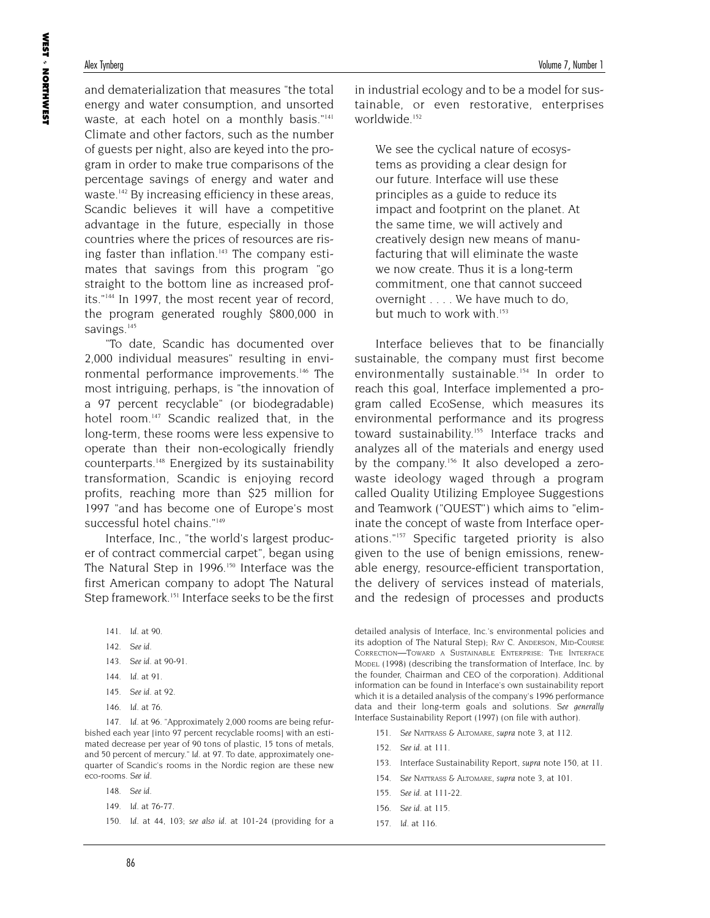and dematerialization that measures "the total energy and water consumption, and unsorted waste, at each hotel on a monthly basis."[141] Climate and other factors, such as the number of guests per night, also are keyed into the program in order to make true comparisons of the percentage savings of energy and water and waste.[142] By increasing efficiency in these areas, Scandic believes it will have a competitive advantage in the future, especially in those countries where the prices of resources are rising faster than inflation.[143] The company estimates that savings from this program "go straight to the bottom line as increased profits."[144] In 1997, the most recent year of record, the program generated roughly $800,000 in savings.[145]

"To date, Scandic has documented over 2,000 individual measures" resulting in environmental performance improvements.[146] The most intriguing, perhaps, is "the innovation of a 97 percent recyclable" (or biodegradable) hotel room.[147] Scandic realized that, in the long-term, these rooms were less expensive to operate than their non-ecologically friendly counterparts.[148] Energized by its sustainability transformation, Scandic is enjoying record profits, reaching more than $25 million for 1997 "and has become one of Europe's most successful hotel chains."[149]

Interface, Inc., "the world's largest producer of contract commercial carpet", began using The Natural Step in 1996.[150] Interface was the first American company to adopt The Natural Step framework.[151] Interface seeks to be the first in industrial ecology and to be a model for sustainable, or even restorative, enterprises worldwide.[152]

> We see the cyclical nature of ecosystems as providing a clear design for our future. Interface will use these principles as a guide to reduce its impact and footprint on the planet. At the same time, we will actively and creatively design new means of manufacturing that will eliminate the waste we now create. Thus it is a long-term commitment, one that cannot succeed overnight . . . . We have much to do, but much to work with.[153]

Interface believes that to be financially sustainable, the company must first become environmentally sustainable.[154] In order to reach this goal, Interface implemented a program called EcoSense, which measures its environmental performance and its progress toward sustainability.[155] Interface tracks and analyzes all of the materials and energy used by the company.[156] It also developed a zero-waste ideology waged through a program called Quality Utilizing Employee Suggestions and Teamwork ("QUEST") which aims to "eliminate the concept of waste from Interface operations."[157] Specific targeted priority is also given to the use of benign emissions, renewable energy, resource-efficient transportation, the delivery of services instead of materials, and the redesign of processes and products

---

141. *Id.* at 90.

142. *See id.*

143. *See id.* at 90-91.

144. *Id.* at 91.

145. *See id.* at 92.

146. *Id.* at 76.

147. *Id.* at 96. "Approximately 2,000 rooms are being refurbished each year [into 97 percent recyclable rooms] with an estimated decrease per year of 90 tons of plastic, 15 tons of metals, and 50 percent of mercury." *Id.* at 97. To date, approximately one-quarter of Scandic's rooms in the Nordic region are these new eco-rooms. *See id.*

148. *See id.*

149. *Id.* at 76-77.

150. *Id.* at 44, 103; *see also id.* at 101-24 (providing for a detailed analysis of Interface, Inc.'s environmental policies and its adoption of The Natural Step); RAY C. ANDERSON, MID-COURSE CORRECTION—TOWARD A SUSTAINABLE ENTERPRISE: THE INTERFACE MODEL (1998) (describing the transformation of Interface, Inc. by the founder, Chairman and CEO of the corporation). Additional information can be found in Interface's own sustainability report which it is a detailed analysis of the company's 1996 performance data and their long-term goals and solutions. *See generally* Interface Sustainability Report (1997) (on file with author).

151. *See* NATTRASS & ALTOMARE, *supra* note 3, at 112.

152. *See id.* at 111.

153. Interface Sustainability Report, *supra* note 150, at 11.

154. *See* NATTRASS & ALTOMARE, *supra* note 3, at 101.

155. *See id.* at 111-22.

156. *See id.* at 115.

157. *Id.* at 116.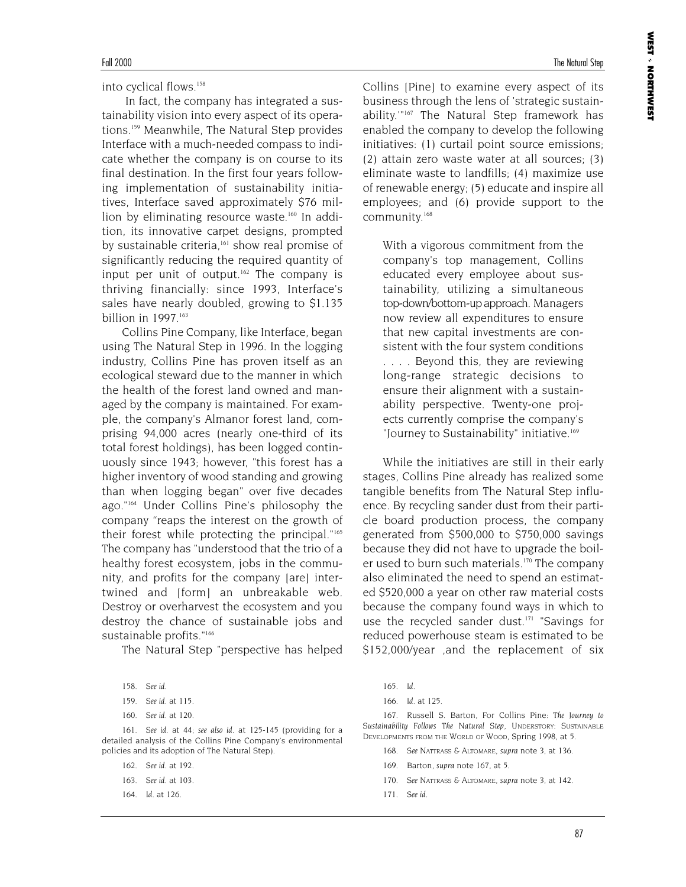into cyclical flows.[158]

In fact, the company has integrated a sustainability vision into every aspect of its operations.[159] Meanwhile, The Natural Step provides Interface with a much-needed compass to indicate whether the company is on course to its final destination. In the first four years following implementation of sustainability initiatives, Interface saved approximately $76 million by eliminating resource waste.[160] In addition, its innovative carpet designs, prompted by sustainable criteria,[161] show real promise of significantly reducing the required quantity of input per unit of output.[162] The company is thriving financially: since 1993, Interface's sales have nearly doubled, growing to $1.135 billion in 1997.[163]

Collins Pine Company, like Interface, began using The Natural Step in 1996. In the logging industry, Collins Pine has proven itself as an ecological steward due to the manner in which the health of the forest land owned and managed by the company is maintained. For example, the company's Almanor forest land, comprising 94,000 acres (nearly one-third of its total forest holdings), has been logged continuously since 1943; however, "this forest has a higher inventory of wood standing and growing than when logging began" over five decades ago."[164] Under Collins Pine's philosophy the company "reaps the interest on the growth of their forest while protecting the principal."[165] The company has "understood that the trio of a healthy forest ecosystem, jobs in the community, and profits for the company [are] intertwined and [form] an unbreakable web. Destroy or overharvest the ecosystem and you destroy the chance of sustainable jobs and sustainable profits."[166]

The Natural Step "perspective has helped Collins [Pine] to examine every aspect of its business through the lens of 'strategic sustainability.'"[167] The Natural Step framework has enabled the company to develop the following initiatives: (1) curtail point source emissions; (2) attain zero waste water at all sources; (3) eliminate waste to landfills; (4) maximize use of renewable energy; (5) educate and inspire all employees; and (6) provide support to the community.[168]

> With a vigorous commitment from the company's top management, Collins educated every employee about sustainability, utilizing a simultaneous top-down/bottom-up approach. Managers now review all expenditures to ensure that new capital investments are consistent with the four system conditions . . . . Beyond this, they are reviewing long-range strategic decisions to ensure their alignment with a sustainability perspective. Twenty-one projects currently comprise the company's "Journey to Sustainability" initiative.[169]

While the initiatives are still in their early stages, Collins Pine already has realized some tangible benefits from The Natural Step influence. By recycling sander dust from their particle board production process, the company generated from $500,000 to $750,000 savings because they did not have to upgrade the boiler used to burn such materials.[170] The company also eliminated the need to spend an estimated $520,000 a year on other raw material costs because the company found ways in which to use the recycled sander dust.[171] "Savings for reduced powerhouse steam is estimated to be $152,000/year ,and the replacement of six

158. *See id.*

159. *See id.* at 115.

160. *See id.* at 120.

161. *See id.* at 44; *see also id.* at 125-145 (providing for a detailed analysis of the Collins Pine Company's environmental policies and its adoption of The Natural Step).

162. *See id.* at 192.

163. *See id.* at 103.

164. *Id.* at 126.

165. *Id.*

166. *Id.* at 125.

167. Russell S. Barton, For Collins Pine: *The Journey to Sustainability Follows The Natural Step*, UNDERSTORY: SUSTAINABLE DEVELOPMENTS FROM THE WORLD OF WOOD, Spring 1998, at 5.

168. *See* NATTRASS & ALTOMARE, *supra* note 3, at 136.

169. Barton, *supra* note 167, at 5.

170. *See* NATTRASS & ALTOMARE, *supra* note 3, at 142.

171. *See id.*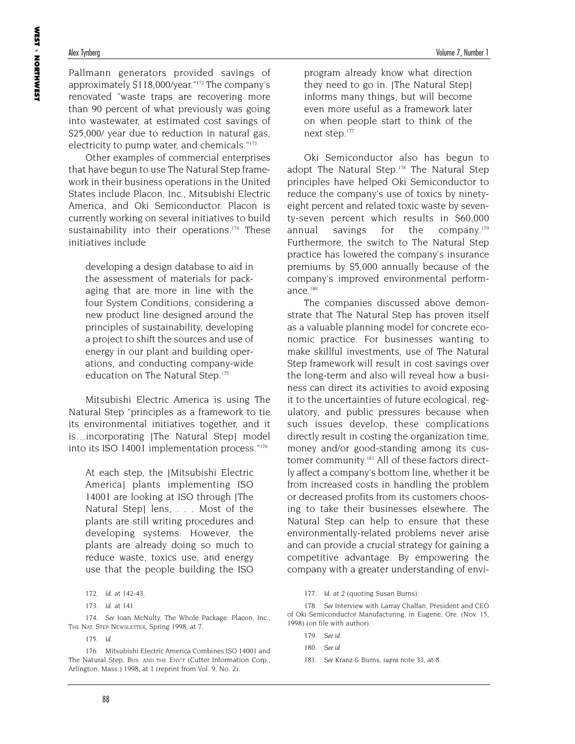Pallmann generators provided savings of approximately $118,000/year."[172] The company's renovated "waste traps are recovering more than 90 percent of what previously was going into wastewater, at estimated cost savings of $25,000/ year due to reduction in natural gas, electricity to pump water, and chemicals."[173]

Other examples of commercial enterprises that have begun to use The Natural Step framework in their business operations in the United States include Placon, Inc., Mitsubishi Electric America, and Oki Semiconductor. Placon is currently working on several initiatives to build sustainability into their operations.[174] These initiatives include

> developing a design database to aid in the assessment of materials for packaging that are more in line with the four System Conditions, considering a new product line designed around the principles of sustainability, developing a project to shift the sources and use of energy in our plant and building operations, and conducting company-wide education on The Natural Step.[175]

Mitsubishi Electric America is using The Natural Step "principles as a framework to tie its environmental initiatives together, and it is…incorporating [The Natural Step] model into its ISO 14001 implementation process."[176]

> At each step, the [Mitsubishi Electric America] plants implementing ISO 14001 are looking at ISO through [The Natural Step] lens, . . . Most of the plants are still writing procedures and developing systems. However, the plants are already doing so much to reduce waste, toxics use, and energy use that the people building the ISO program already know what direction they need to go in. [The Natural Step] informs many things, but will become even more useful as a framework later on when people start to think of the next step.[177]

Oki Semiconductor also has begun to adopt The Natural Step.[178] The Natural Step principles have helped Oki Semiconductor to reduce the company's use of toxics by ninety-eight percent and related toxic waste by seventy-seven percent which results in $60,000 annual savings for the company.[179] Furthermore, the switch to The Natural Step practice has lowered the company's insurance premiums by $5,000 annually because of the company's improved environmental performance.[180]

The companies discussed above demonstrate that The Natural Step has proven itself as a valuable planning model for concrete economic practice. For businesses wanting to make skillful investments, use of The Natural Step framework will result in cost savings over the long-term and also will reveal how a business can direct its activities to avoid exposing it to the uncertainties of future ecological, regulatory, and public pressures because when such issues develop, these complications directly result in costing the organization time, money and/or good-standing among its customer community.[181] All of these factors directly affect a company's bottom line, whether it be from increased costs in handling the problem or decreased profits from its customers choosing to take their businesses elsewhere. The Natural Step can help to ensure that these environmentally-related problems never arise and can provide a crucial strategy for gaining a competitive advantage. By empowering the company with a greater understanding of envi-

---

172. *Id.* at 142-43.

173. *Id.* at 141.

174. *See* Joan McNulty, The Whole Package: Placon, Inc., THE NAT. STEP NEWSLETTER, Spring 1998, at 7.

175. *Id.*

176. Mitsubishi Electric America Combines ISO 14001 and The Natural Step, BUS. AND THE ENV'T (Cutter Information Corp., Arlington, Mass.) 1998, at 1 (reprint from Vol. 9, No. 2).

177. *Id.* at 2 (quoting Susan Burns).

178. *See* Interview with Larray Chalfan, President and CEO of Oki Semiconductor Manufacturing, in Eugene, Ore. (Nov. 15, 1998) (on file with author).

179. *See id.*

180. *See id.*

181. *See* Kranz & Burns, *supra* note 33, at 8.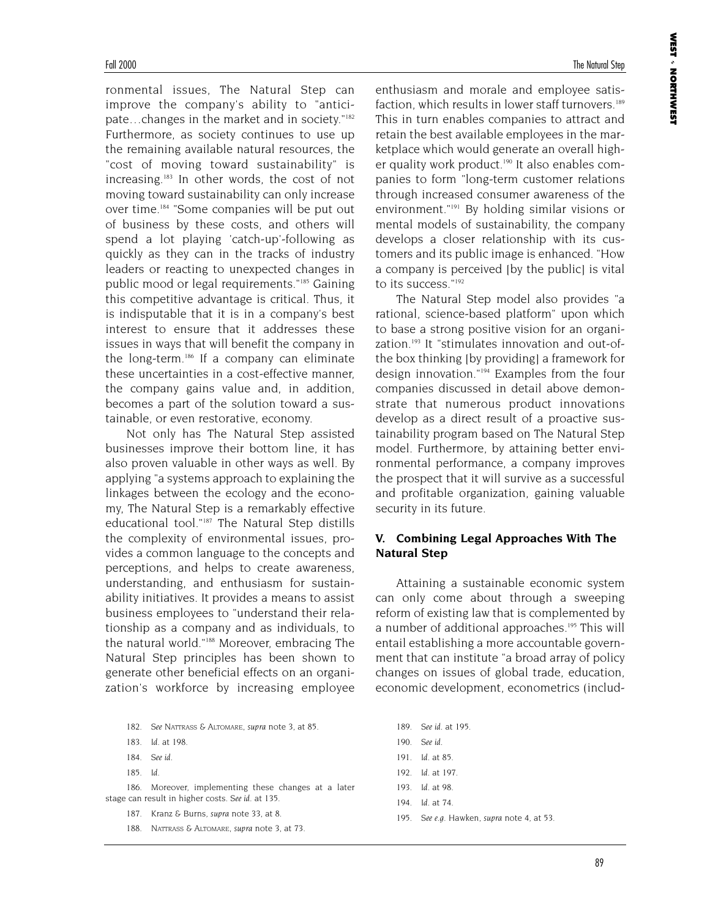ronmental issues, The Natural Step can improve the company's ability to "anticipate…changes in the market and in society."[182] Furthermore, as society continues to use up the remaining available natural resources, the "cost of moving toward sustainability" is increasing.[183] In other words, the cost of not moving toward sustainability can only increase over time.[184] "Some companies will be put out of business by these costs, and others will spend a lot playing 'catch-up'-following as quickly as they can in the tracks of industry leaders or reacting to unexpected changes in public mood or legal requirements."[185] Gaining this competitive advantage is critical. Thus, it is indisputable that it is in a company's best interest to ensure that it addresses these issues in ways that will benefit the company in the long-term.[186] If a company can eliminate these uncertainties in a cost-effective manner, the company gains value and, in addition, becomes a part of the solution toward a sustainable, or even restorative, economy.

Not only has The Natural Step assisted businesses improve their bottom line, it has also proven valuable in other ways as well. By applying "a systems approach to explaining the linkages between the ecology and the economy, The Natural Step is a remarkably effective educational tool."[187] The Natural Step distills the complexity of environmental issues, provides a common language to the concepts and perceptions, and helps to create awareness, understanding, and enthusiasm for sustainability initiatives. It provides a means to assist business employees to "understand their relationship as a company and as individuals, to the natural world."[188] Moreover, embracing The Natural Step principles has been shown to generate other beneficial effects on an organization's workforce by increasing employee enthusiasm and morale and employee satisfaction, which results in lower staff turnovers.[189] This in turn enables companies to attract and retain the best available employees in the marketplace which would generate an overall higher quality work product.[190] It also enables companies to form "long-term customer relations through increased consumer awareness of the environment."[191] By holding similar visions or mental models of sustainability, the company develops a closer relationship with its customers and its public image is enhanced. "How a company is perceived [by the public] is vital to its success."[192]

The Natural Step model also provides "a rational, science-based platform" upon which to base a strong positive vision for an organization.[193] It "stimulates innovation and out-of-the box thinking [by providing] a framework for design innovation."[194] Examples from the four companies discussed in detail above demonstrate that numerous product innovations develop as a direct result of a proactive sustainability program based on The Natural Step model. Furthermore, by attaining better environmental performance, a company improves the prospect that it will survive as a successful and profitable organization, gaining valuable security in its future.

## V. Combining Legal Approaches With The Natural Step

Attaining a sustainable economic system can only come about through a sweeping reform of existing law that is complemented by a number of additional approaches.[195] This will entail establishing a more accountable government that can institute "a broad array of policy changes on issues of global trade, education, economic development, econometrics (includ-

---

182. *See* Nattrass & Altomare, *supra* note 3, at 85.

183. *Id.* at 198.

184. *See id.*

185. *Id.*

186. Moreover, implementing these changes at a later stage can result in higher costs. *See id.* at 135.

187. Kranz & Burns, *supra* note 33, at 8.

188. Nattrass & Altomare, *supra* note 3, at 73.

189. *See id.* at 195.

190. *See id.*

191. *Id.* at 85.

192. *Id.* at 197.

193. *Id.* at 98.

194. *Id.* at 74.

195. *See e.g.* Hawken, *supra* note 4, at 53.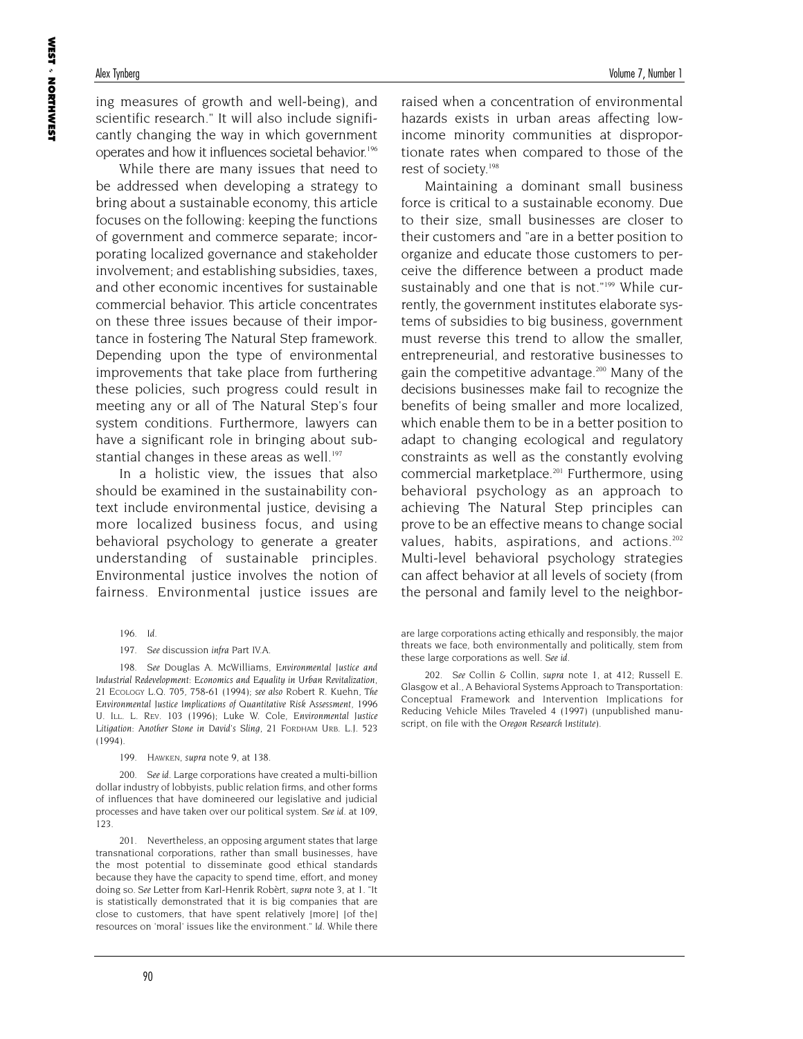ing measures of growth and well-being), and scientific research." It will also include significantly changing the way in which government operates and how it influences societal behavior.[196]

While there are many issues that need to be addressed when developing a strategy to bring about a sustainable economy, this article focuses on the following: keeping the functions of government and commerce separate; incorporating localized governance and stakeholder involvement; and establishing subsidies, taxes, and other economic incentives for sustainable commercial behavior. This article concentrates on these three issues because of their importance in fostering The Natural Step framework. Depending upon the type of environmental improvements that take place from furthering these policies, such progress could result in meeting any or all of The Natural Step's four system conditions. Furthermore, lawyers can have a significant role in bringing about substantial changes in these areas as well.[197]

In a holistic view, the issues that also should be examined in the sustainability context include environmental justice, devising a more localized business focus, and using behavioral psychology to generate a greater understanding of sustainable principles. Environmental justice involves the notion of fairness. Environmental justice issues are raised when a concentration of environmental hazards exists in urban areas affecting low-income minority communities at disproportionate rates when compared to those of the rest of society.[198]

Maintaining a dominant small business force is critical to a sustainable economy. Due to their size, small businesses are closer to their customers and "are in a better position to organize and educate those customers to perceive the difference between a product made sustainably and one that is not."[199] While currently, the government institutes elaborate systems of subsidies to big business, government must reverse this trend to allow the smaller, entrepreneurial, and restorative businesses to gain the competitive advantage.[200] Many of the decisions businesses make fail to recognize the benefits of being smaller and more localized, which enable them to be in a better position to adapt to changing ecological and regulatory constraints as well as the constantly evolving commercial marketplace.[201] Furthermore, using behavioral psychology as an approach to achieving The Natural Step principles can prove to be an effective means to change social values, habits, aspirations, and actions.[202] Multi-level behavioral psychology strategies can affect behavior at all levels of society (from the personal and family level to the neighbor-

196. *Id.*

197. *See* discussion *infra* Part IV.A.

198. *See* Douglas A. McWilliams, *Environmental Justice and Industrial Redevelopment: Economics and Equality in Urban Revitalization*, 21 ECOLOGY L.Q. 705, 758-61 (1994); *see also* Robert R. Kuehn, *The Environmental Justice Implications of Quantitative Risk Assessment*, 1996 U. ILL. L. REV. 103 (1996); Luke W. Cole, *Environmental Justice Litigation: Another Stone in David's Sling*, 21 FORDHAM URB. L.J. 523 (1994).

199. HAWKEN, *supra* note 9, at 138.

200. *See id.* Large corporations have created a multi-billion dollar industry of lobbyists, public relation firms, and other forms of influences that have domineered our legislative and judicial processes and have taken over our political system. *See id.* at 109, 123.

201. Nevertheless, an opposing argument states that large transnational corporations, rather than small businesses, have the most potential to disseminate good ethical standards because they have the capacity to spend time, effort, and money doing so. *See* Letter from Karl-Henrik Robèrt, *supra* note 3, at 1. "It is statistically demonstrated that it is big companies that are close to customers, that have spent relatively [more] [of the] resources on 'moral' issues like the environment." *Id.* While there are large corporations acting ethically and responsibly, the major threats we face, both environmentally and politically, stem from these large corporations as well. *See id.*

202. *See* Collin & Collin, *supra* note 1, at 412; Russell E. Glasgow et al., A Behavioral Systems Approach to Transportation: Conceptual Framework and Intervention Implications for Reducing Vehicle Miles Traveled 4 (1997) (unpublished manuscript, on file with the *Oregon Research Institute*).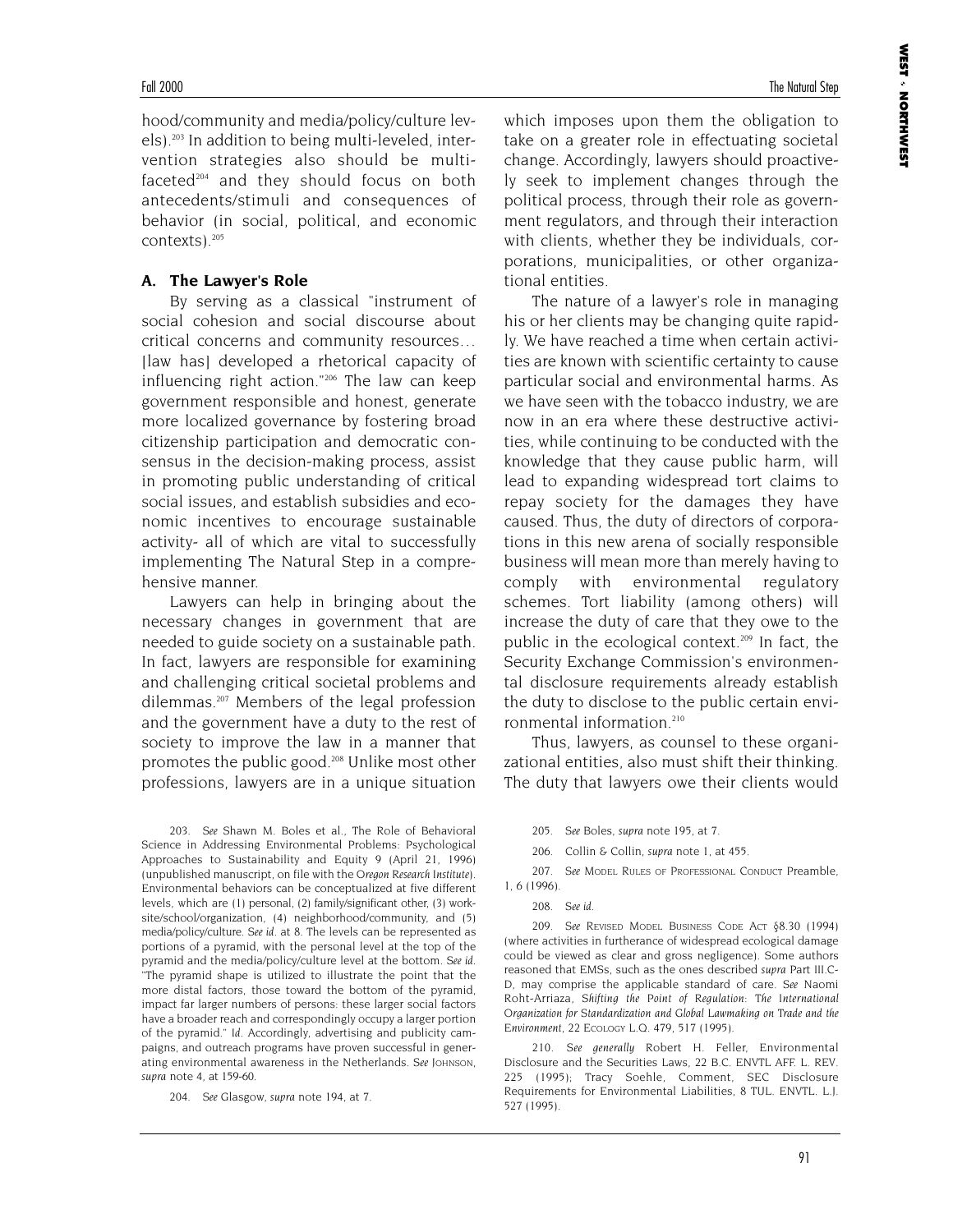hood/community and media/policy/culture levels).[203] In addition to being multi-leveled, intervention strategies also should be multi-faceted[204] and they should focus on both antecedents/stimuli and consequences of behavior (in social, political, and economic contexts).[205]

### A. The Lawyer's Role

By serving as a classical "instrument of social cohesion and social discourse about critical concerns and community resources... [law has] developed a rhetorical capacity of influencing right action."[206] The law can keep government responsible and honest, generate more localized governance by fostering broad citizenship participation and democratic consensus in the decision-making process, assist in promoting public understanding of critical social issues, and establish subsidies and economic incentives to encourage sustainable activity- all of which are vital to successfully implementing The Natural Step in a comprehensive manner.

Lawyers can help in bringing about the necessary changes in government that are needed to guide society on a sustainable path. In fact, lawyers are responsible for examining and challenging critical societal problems and dilemmas.[207] Members of the legal profession and the government have a duty to the rest of society to improve the law in a manner that promotes the public good.[208] Unlike most other professions, lawyers are in a unique situation which imposes upon them the obligation to take on a greater role in effectuating societal change. Accordingly, lawyers should proactively seek to implement changes through the political process, through their role as government regulators, and through their interaction with clients, whether they be individuals, corporations, municipalities, or other organizational entities.

The nature of a lawyer's role in managing his or her clients may be changing quite rapidly. We have reached a time when certain activities are known with scientific certainty to cause particular social and environmental harms. As we have seen with the tobacco industry, we are now in an era where these destructive activities, while continuing to be conducted with the knowledge that they cause public harm, will lead to expanding widespread tort claims to repay society for the damages they have caused. Thus, the duty of directors of corporations in this new arena of socially responsible business will mean more than merely having to comply with environmental regulatory schemes. Tort liability (among others) will increase the duty of care that they owe to the public in the ecological context.[209] In fact, the Security Exchange Commission's environmental disclosure requirements already establish the duty to disclose to the public certain environmental information.[210]

Thus, lawyers, as counsel to these organizational entities, also must shift their thinking. The duty that lawyers owe their clients would

---

203. *See* Shawn M. Boles et al., The Role of Behavioral Science in Addressing Environmental Problems: Psychological Approaches to Sustainability and Equity 9 (April 21, 1996) (unpublished manuscript, on file with the *Oregon Research Institute*). Environmental behaviors can be conceptualized at five different levels, which are (1) personal, (2) family/significant other, (3) worksite/school/organization, (4) neighborhood/community, and (5) media/policy/culture. *See id.* at 8. The levels can be represented as portions of a pyramid, with the personal level at the top of the pyramid and the media/policy/culture level at the bottom. *See id.* "The pyramid shape is utilized to illustrate the point that the more distal factors, those toward the bottom of the pyramid, impact far larger numbers of persons: these larger social factors have a broader reach and correspondingly occupy a larger portion of the pyramid." *Id.* Accordingly, advertising and publicity campaigns, and outreach programs have proven successful in generating environmental awareness in the Netherlands. *See* JOHNSON, *supra* note 4, at 159-60.

204. *See* Glasgow, *supra* note 194, at 7.

205. *See* Boles, *supra* note 195, at 7.

206. Collin & Collin, *supra* note 1, at 455.

207. *See* MODEL RULES OF PROFESSIONAL CONDUCT Preamble, 1, 6 (1996).

208. *See id.*

209. *See* REVISED MODEL BUSINESS CODE ACT §8.30 (1994) (where activities in furtherance of widespread ecological damage could be viewed as clear and gross negligence). Some authors reasoned that EMSs, such as the ones described *supra* Part III.C-D, may comprise the applicable standard of care. *See* Naomi Roht-Arriaza, *Shifting the Point of Regulation: The International Organization for Standardization and Global Lawmaking on Trade and the Environment*, 22 ECOLOGY L.Q. 479, 517 (1995).

210. *See generally* Robert H. Feller, Environmental Disclosure and the Securities Laws, 22 B.C. ENVTL AFF. L. REV. 225 (1995); Tracy Soehle, Comment, SEC Disclosure Requirements for Environmental Liabilities, 8 TUL. ENVTL. L.J. 527 (1995).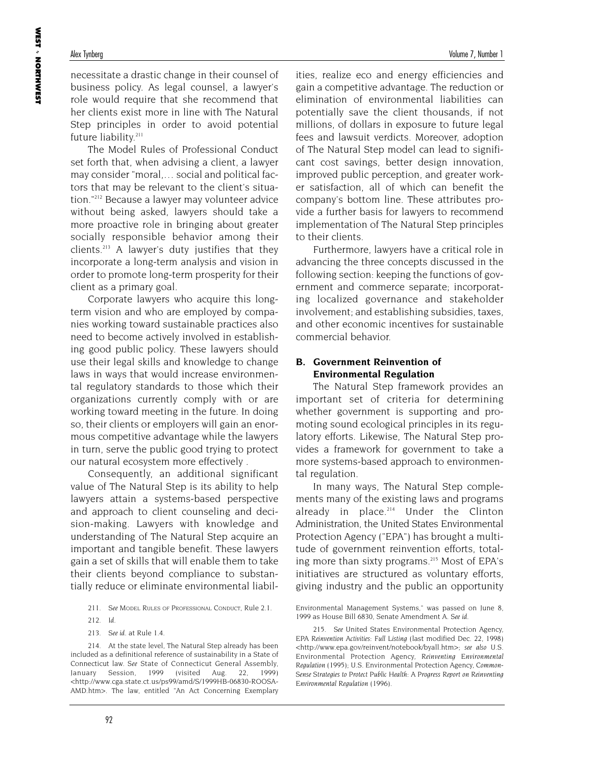necessitate a drastic change in their counsel of business policy. As legal counsel, a lawyer's role would require that she recommend that her clients exist more in line with The Natural Step principles in order to avoid potential future liability.[211]

The Model Rules of Professional Conduct set forth that, when advising a client, a lawyer may consider "moral,… social and political factors that may be relevant to the client's situation."[212] Because a lawyer may volunteer advice without being asked, lawyers should take a more proactive role in bringing about greater socially responsible behavior among their clients.[213] A lawyer's duty justifies that they incorporate a long-term analysis and vision in order to promote long-term prosperity for their client as a primary goal.

Corporate lawyers who acquire this long-term vision and who are employed by companies working toward sustainable practices also need to become actively involved in establishing good public policy. These lawyers should use their legal skills and knowledge to change laws in ways that would increase environmental regulatory standards to those which their organizations currently comply with or are working toward meeting in the future. In doing so, their clients or employers will gain an enormous competitive advantage while the lawyers in turn, serve the public good trying to protect our natural ecosystem more effectively .

Consequently, an additional significant value of The Natural Step is its ability to help lawyers attain a systems-based perspective and approach to client counseling and decision-making. Lawyers with knowledge and understanding of The Natural Step acquire an important and tangible benefit. These lawyers gain a set of skills that will enable them to take their clients beyond compliance to substantially reduce or eliminate environmental liabilities, realize eco and energy efficiencies and gain a competitive advantage. The reduction or elimination of environmental liabilities can potentially save the client thousands, if not millions, of dollars in exposure to future legal fees and lawsuit verdicts. Moreover, adoption of The Natural Step model can lead to significant cost savings, better design innovation, improved public perception, and greater worker satisfaction, all of which can benefit the company's bottom line. These attributes provide a further basis for lawyers to recommend implementation of The Natural Step principles to their clients.

Furthermore, lawyers have a critical role in advancing the three concepts discussed in the following section: keeping the functions of government and commerce separate; incorporating localized governance and stakeholder involvement; and establishing subsidies, taxes, and other economic incentives for sustainable commercial behavior.

### B. Government Reinvention of Environmental Regulation

The Natural Step framework provides an important set of criteria for determining whether government is supporting and promoting sound ecological principles in its regulatory efforts. Likewise, The Natural Step provides a framework for government to take a more systems-based approach to environmental regulation.

In many ways, The Natural Step complements many of the existing laws and programs already in place.[214] Under the Clinton Administration, the United States Environmental Protection Agency ("EPA") has brought a multitude of government reinvention efforts, totaling more than sixty programs.[215] Most of EPA's initiatives are structured as voluntary efforts, giving industry and the public an opportunity

---

211. *See* MODEL RULES OF PROFESSIONAL CONDUCT, Rule 2.1.

212. *Id.*

213. *See id.* at Rule 1.4.

214. At the state level, The Natural Step already has been included as a definitional reference of sustainability in a State of Connecticut law. *See* State of Connecticut General Assembly, January Session, 1999 (visited Aug. 22, 1999) <http://www.cga.state.ct.us/ps99/amd/S/1999HB-06830-ROOSA-AMD.htm>. The law, entitled "An Act Concerning Exemplary Environmental Management Systems," was passed on June 8, 1999 as House Bill 6830, Senate Amendment A. *See id.*

215. *See* United States Environmental Protection Agency, *EPA Reinvention Activities: Full Listing* (last modified Dec. 22, 1998) <http://www.epa.gov/reinvent/notebook/byall.htm>; *see also* U.S. Environmental Protection Agency, *Reinventing Environmental Regulation* (1995); U.S. Environmental Protection Agency, *Common-Sense Strategies to Protect Public Health: A Progress Report on Reinventing Environmental Regulation* (1996).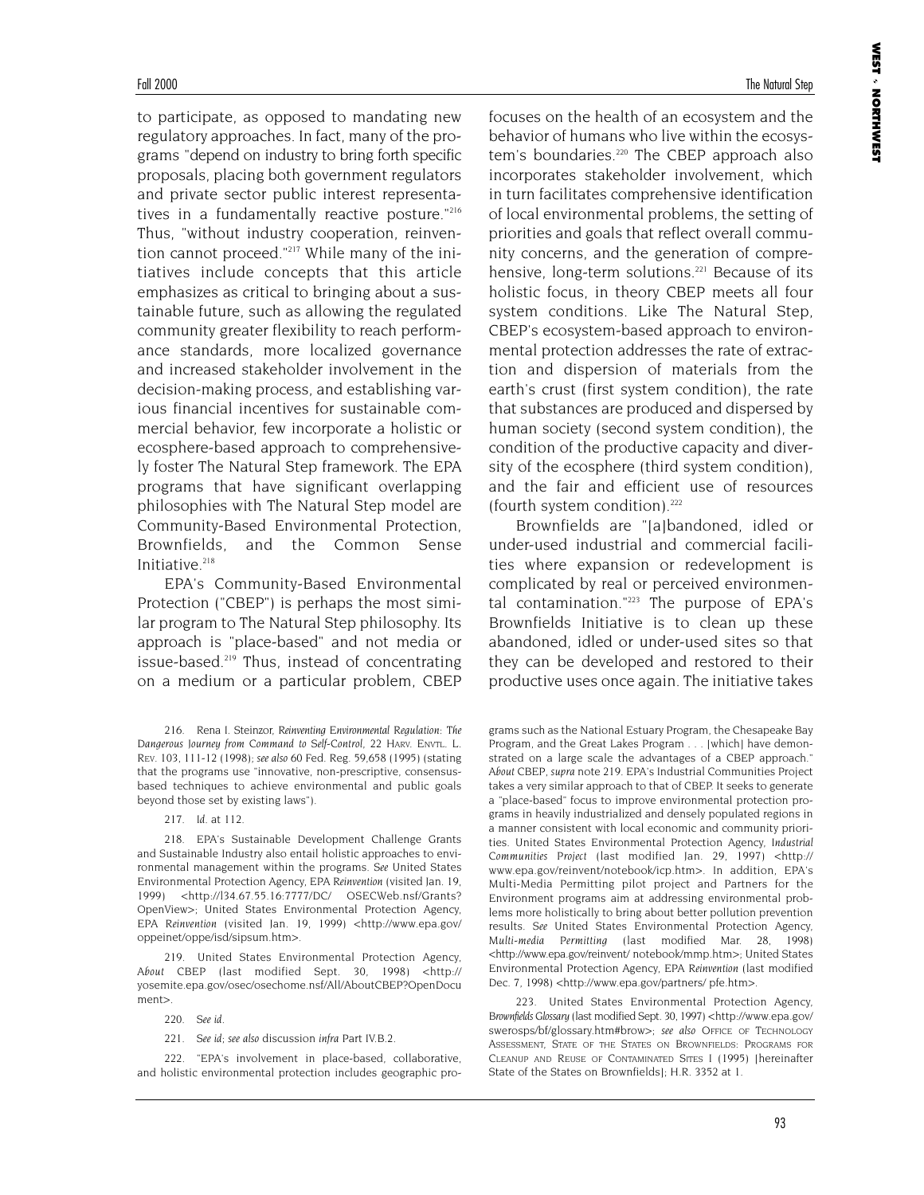to participate, as opposed to mandating new regulatory approaches. In fact, many of the programs "depend on industry to bring forth specific proposals, placing both government regulators and private sector public interest representatives in a fundamentally reactive posture."[216] Thus, "without industry cooperation, reinvention cannot proceed."[217] While many of the initiatives include concepts that this article emphasizes as critical to bringing about a sustainable future, such as allowing the regulated community greater flexibility to reach performance standards, more localized governance and increased stakeholder involvement in the decision-making process, and establishing various financial incentives for sustainable commercial behavior, few incorporate a holistic or ecosphere-based approach to comprehensively foster The Natural Step framework. The EPA programs that have significant overlapping philosophies with The Natural Step model are Community-Based Environmental Protection, Brownfields, and the Common Sense Initiative.[218]

EPA's Community-Based Environmental Protection ("CBEP") is perhaps the most similar program to The Natural Step philosophy. Its approach is "place-based" and not media or issue-based.[219] Thus, instead of concentrating on a medium or a particular problem, CBEP focuses on the health of an ecosystem and the behavior of humans who live within the ecosystem's boundaries.[220] The CBEP approach also incorporates stakeholder involvement, which in turn facilitates comprehensive identification of local environmental problems, the setting of priorities and goals that reflect overall community concerns, and the generation of comprehensive, long-term solutions.[221] Because of its holistic focus, in theory CBEP meets all four system conditions. Like The Natural Step, CBEP's ecosystem-based approach to environmental protection addresses the rate of extraction and dispersion of materials from the earth's crust (first system condition), the rate that substances are produced and dispersed by human society (second system condition), the condition of the productive capacity and diversity of the ecosphere (third system condition), and the fair and efficient use of resources (fourth system condition).[222]

Brownfields are "[a]bandoned, idled or under-used industrial and commercial facilities where expansion or redevelopment is complicated by real or perceived environmental contamination."[223] The purpose of EPA's Brownfields Initiative is to clean up these abandoned, idled or under-used sites so that they can be developed and restored to their productive uses once again. The initiative takes

---

216. Rena I. Steinzor, *Reinventing Environmental Regulation: The Dangerous Journey from Command to Self-Control*, 22 Harv. Envtl. L. Rev. 103, 111-12 (1998); *see also* 60 Fed. Reg. 59,658 (1995) (stating that the programs use "innovative, non-prescriptive, consensus-based techniques to achieve environmental and public goals beyond those set by existing laws").

217. *Id.* at 112.

218. EPA's Sustainable Development Challenge Grants and Sustainable Industry also entail holistic approaches to environmental management within the programs. *See* United States Environmental Protection Agency, *EPA Reinvention* (visited Jan. 19, 1999) <http://134.67.55.16:7777/DC/ OSECWeb.nsf/Grants?OpenView>; United States Environmental Protection Agency, *EPA Reinvention* (visited Jan. 19, 1999) <http://www.epa.gov/oppeinet/oppe/isd/sipsum.htm>.

219. United States Environmental Protection Agency, *About CBEP* (last modified Sept. 30, 1998) <http://yosemite.epa.gov/osec/osechome.nsf/All/AboutCBEP?OpenDocument>.

220. *See id.*

221. *See id*; *see also* discussion *infra* Part IV.B.2.

222. "EPA's involvement in place-based, collaborative, and holistic environmental protection includes geographic programs such as the National Estuary Program, the Chesapeake Bay Program, and the Great Lakes Program . . . [which] have demonstrated on a large scale the advantages of a CBEP approach." *About CBEP*, *supra* note 219. EPA's Industrial Communities Project takes a very similar approach to that of CBEP. It seeks to generate a "place-based" focus to improve environmental protection programs in heavily industrialized and densely populated regions in a manner consistent with local economic and community priorities. United States Environmental Protection Agency, *Industrial Communities Project* (last modified Jan. 29, 1997) <http://www.epa.gov/reinvent/notebook/icp.htm>. In addition, EPA's Multi-Media Permitting pilot project and Partners for the Environment programs aim at addressing environmental problems more holistically to bring about better pollution prevention results. *See* United States Environmental Protection Agency, *Multi-media Permitting* (last modified Mar. 28, 1998) <http://www.epa.gov/reinvent/ notebook/mmp.htm>; United States Environmental Protection Agency, *EPA Reinvention* (last modified Dec. 7, 1998) <http://www.epa.gov/partners/ pfe.htm>.

223. United States Environmental Protection Agency, *Brownfields Glossary* (last modified Sept. 30, 1997) <http://www.epa.gov/swerosps/bf/glossary.htm#brow>; *see also* Office of Technology Assessment, State of the States on Brownfields: Programs for Cleanup and Reuse of Contaminated Sites 1 (1995) [hereinafter State of the States on Brownfields]; H.R. 3352 at 1.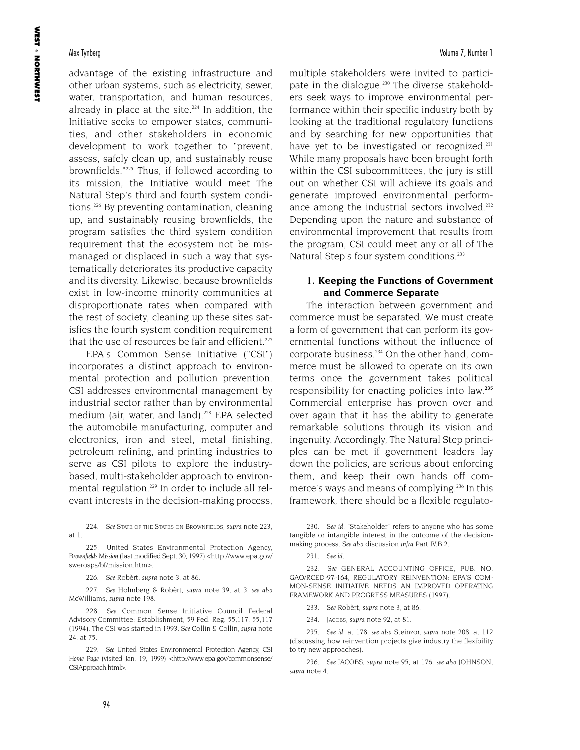advantage of the existing infrastructure and other urban systems, such as electricity, sewer, water, transportation, and human resources, already in place at the site.[224] In addition, the Initiative seeks to empower states, communities, and other stakeholders in economic development to work together to "prevent, assess, safely clean up, and sustainably reuse brownfields."[225] Thus, if followed according to its mission, the Initiative would meet The Natural Step's third and fourth system conditions.[226] By preventing contamination, cleaning up, and sustainably reusing brownfields, the program satisfies the third system condition requirement that the ecosystem not be mismanaged or displaced in such a way that systematically deteriorates its productive capacity and its diversity. Likewise, because brownfields exist in low-income minority communities at disproportionate rates when compared with the rest of society, cleaning up these sites satisfies the fourth system condition requirement that the use of resources be fair and efficient.[227]

EPA's Common Sense Initiative ("CSI") incorporates a distinct approach to environmental protection and pollution prevention. CSI addresses environmental management by industrial sector rather than by environmental medium (air, water, and land).[228] EPA selected the automobile manufacturing, computer and electronics, iron and steel, metal finishing, petroleum refining, and printing industries to serve as CSI pilots to explore the industry-based, multi-stakeholder approach to environmental regulation.[229] In order to include all relevant interests in the decision-making process, multiple stakeholders were invited to participate in the dialogue.[230] The diverse stakeholders seek ways to improve environmental performance within their specific industry both by looking at the traditional regulatory functions and by searching for new opportunities that have yet to be investigated or recognized.[231] While many proposals have been brought forth within the CSI subcommittees, the jury is still out on whether CSI will achieve its goals and generate improved environmental performance among the industrial sectors involved.[232] Depending upon the nature and substance of environmental improvement that results from the program, CSI could meet any or all of The Natural Step's four system conditions.[233]

#### 1. Keeping the Functions of Government and Commerce Separate

The interaction between government and commerce must be separated. We must create a form of government that can perform its governmental functions without the influence of corporate business.[234] On the other hand, commerce must be allowed to operate on its own terms once the government takes political responsibility for enacting policies into law.[235] Commercial enterprise has proven over and over again that it has the ability to generate remarkable solutions through its vision and ingenuity. Accordingly, The Natural Step principles can be met if government leaders lay down the policies, are serious about enforcing them, and keep their own hands off commerce's ways and means of complying.[236] In this framework, there should be a flexible regulato-

---

224. *See* STATE OF THE STATES ON BROWNFIELDS, *supra* note 223, at 1.

225. United States Environmental Protection Agency, *Brownfields Mission* (last modified Sept. 30, 1997) <http://www.epa.gov/swerosps/bf/mission.htm>.

226. *See* Robèrt, *supra* note 3, at 86.

227. *See* Holmberg & Robèrt, *supra* note 39, at 3; *see also* McWilliams, *supra* note 198.

228. *See* Common Sense Initiative Council Federal Advisory Committee; Establishment, 59 Fed. Reg. 55,117, 55,117 (1994). The CSI was started in 1993. *See* Collin & Collin, *supra* note 24, at 75.

229. *See* United States Environmental Protection Agency, *CSI Home Page* (visited Jan. 19, 1999) <http://www.epa.gov/commonsense/CSIApproach.html>.

230. *See id.* "Stakeholder" refers to anyone who has some tangible or intangible interest in the outcome of the decision-making process. *See also* discussion *infra* Part IV.B.2.

231. *See id.*

232. *See* GENERAL ACCOUNTING OFFICE, PUB. NO. GAO/RCED-97-164, REGULATORY REINVENTION: EPA'S COMMON-SENSE INITIATIVE NEEDS AN IMPROVED OPERATING FRAMEWORK AND PROGRESS MEASURES (1997).

233. *See* Robèrt, *supra* note 3, at 86.

234. JACOBS, *supra* note 92, at 81.

235. *See id.* at 178; *see also* Steinzor, *supra* note 208, at 112 (discussing how reinvention projects give industry the flexibility to try new approaches).

236. *See* JACOBS, *supra* note 95, at 176; *see also* JOHNSON, *supra* note 4.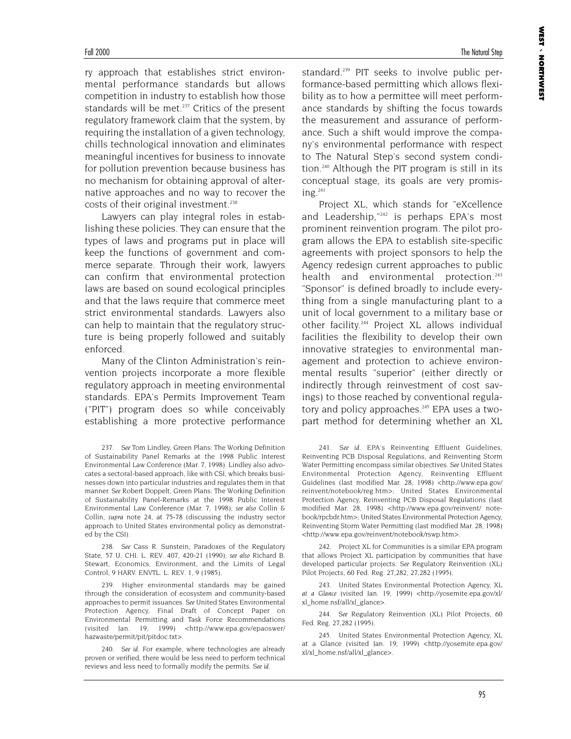ry approach that establishes strict environmental performance standards but allows competition in industry to establish how those standards will be met.[237] Critics of the present regulatory framework claim that the system, by requiring the installation of a given technology, chills technological innovation and eliminates meaningful incentives for business to innovate for pollution prevention because business has no mechanism for obtaining approval of alternative approaches and no way to recover the costs of their original investment.[238]

Lawyers can play integral roles in establishing these policies. They can ensure that the types of laws and programs put in place will keep the functions of government and commerce separate. Through their work, lawyers can confirm that environmental protection laws are based on sound ecological principles and that the laws require that commerce meet strict environmental standards. Lawyers also can help to maintain that the regulatory structure is being properly followed and suitably enforced.

Many of the Clinton Administration's reinvention projects incorporate a more flexible regulatory approach in meeting environmental standards. EPA's Permits Improvement Team ("PIT") program does so while conceivably establishing a more protective performance standard.[239] PIT seeks to involve public performance-based permitting which allows flexibility as to how a permittee will meet performance standards by shifting the focus towards the measurement and assurance of performance. Such a shift would improve the company's environmental performance with respect to The Natural Step's second system condition.[240] Although the PIT program is still in its conceptual stage, its goals are very promising.[241]

Project XL, which stands for "eXcellence and Leadership,"[242] is perhaps EPA's most prominent reinvention program. The pilot program allows the EPA to establish site-specific agreements with project sponsors to help the Agency redesign current approaches to public health and environmental protection.[243] "Sponsor" is defined broadly to include everything from a single manufacturing plant to a unit of local government to a military base or other facility.[244] Project XL allows individual facilities the flexibility to develop their own innovative strategies to environmental management and protection to achieve environmental results "superior" (either directly or indirectly through reinvestment of cost savings) to those reached by conventional regulatory and policy approaches.[245] EPA uses a two-part method for determining whether an XL

237. *See* Tom Lindley, Green Plans: The Working Definition of Sustainability Panel Remarks at the 1998 Public Interest Environmental Law Conference (Mar. 7, 1998). Lindley also advocates a sectoral-based approach, like with CSI, which breaks businesses down into particular industries and regulates them in that manner. *See* Robert Doppelt, Green Plans: The Working Definition of Sustainability Panel-Remarks at the 1998 Public Interest Environmental Law Conference (Mar. 7, 1998); *see also* Collin & Collin, *supra* note 24, at 75-78 (discussing the industry sector approach to United States environmental policy as demonstrated by the CSI).

238. *See* Cass R. Sunstein, Paradoxes of the Regulatory State, 57 U. CHI. L. REV. 407, 420-21 (1990); *see also* Richard B. Stewart, Economics, Environment, and the Limits of Legal Control, 9 HARV. ENVTL. L. REV. 1, 9 (1985).

239. Higher environmental standards may be gained through the consideration of ecosystem and community-based approaches to permit issuances. *See* United States Environmental Protection Agency, Final Draft of Concept Paper on Environmental Permitting and Task Force Recommendations (visited Jan. 19, 1999) <http://www.epa.gov/epaoswer/hazwaste/permit/pit/pitdoc.txt>.

240. *See id.* For example, where technologies are already proven or verified, there would be less need to perform technical reviews and less need to formally modify the permits. *See id.*

241. *See id.* EPA's Reinventing Effluent Guidelines, Reinventing PCB Disposal Regulations, and Reinventing Storm Water Permitting encompass similar objectives. *See* United States Environmental Protection Agency, Reinventing Effluent Guidelines (last modified Mar. 28, 1998) <http://www.epa.gov/reinvent/notebook/reg.htm>; United States Environmental Protection Agency, Reinventing PCB Disposal Regulations (last modified Mar. 28, 1998) <http://www.epa.gov/reinvent/ notebook/rpcbdr.htm>; United States Environmental Protection Agency, Reinventing Storm Water Permitting (last modified Mar. 28, 1998) <http://www.epa.gov/reinvent/notebook/rswp.htm>.

242. Project XL for Communities is a similar EPA program that allows Project XL participation by communities that have developed particular projects. *See* Regulatory Reinvention (XL) Pilot Projects, 60 Fed. Reg. 27,282, 27,282 (1995).

243. United States Environmental Protection Agency, XL *at a Glance* (visited Jan. 19, 1999) <http://yosemite.epa.gov/xl/xl_home.nsf/all/xl_glance>.

244. *See* Regulatory Reinvention (XL) Pilot Projects, 60 Fed. Reg. 27,282 (1995).

245. United States Environmental Protection Agency, XL at a Glance (visited Jan. 19, 1999) <http://yosemite.epa.gov/xl/xl_home.nsf/all/xl_glance>.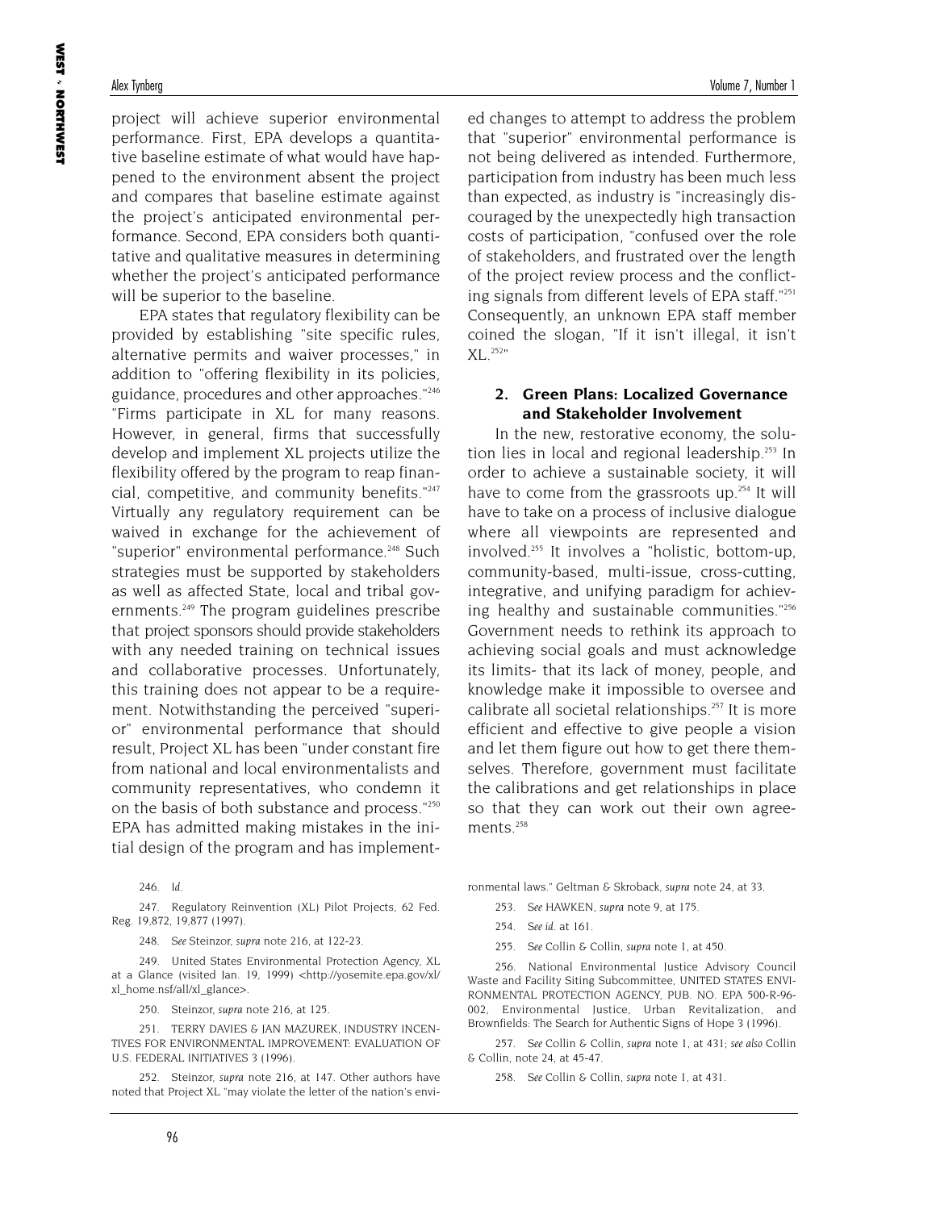project will achieve superior environmental performance. First, EPA develops a quantitative baseline estimate of what would have happened to the environment absent the project and compares that baseline estimate against the project's anticipated environmental performance. Second, EPA considers both quantitative and qualitative measures in determining whether the project's anticipated performance will be superior to the baseline.

EPA states that regulatory flexibility can be provided by establishing "site specific rules, alternative permits and waiver processes," in addition to "offering flexibility in its policies, guidance, procedures and other approaches."[246] "Firms participate in XL for many reasons. However, in general, firms that successfully develop and implement XL projects utilize the flexibility offered by the program to reap financial, competitive, and community benefits."[247] Virtually any regulatory requirement can be waived in exchange for the achievement of "superior" environmental performance.[248] Such strategies must be supported by stakeholders as well as affected State, local and tribal governments.[249] The program guidelines prescribe that project sponsors should provide stakeholders with any needed training on technical issues and collaborative processes. Unfortunately, this training does not appear to be a requirement. Notwithstanding the perceived "superior" environmental performance that should result, Project XL has been "under constant fire from national and local environmentalists and community representatives, who condemn it on the basis of both substance and process."[250] EPA has admitted making mistakes in the initial design of the program and has implemented changes to attempt to address the problem that "superior" environmental performance is not being delivered as intended. Furthermore, participation from industry has been much less than expected, as industry is "increasingly discouraged by the unexpectedly high transaction costs of participation, "confused over the role of stakeholders, and frustrated over the length of the project review process and the conflicting signals from different levels of EPA staff."[251] Consequently, an unknown EPA staff member coined the slogan, "If it isn't illegal, it isn't XL.[252]"

### 2. Green Plans: Localized Governance and Stakeholder Involvement

In the new, restorative economy, the solution lies in local and regional leadership.[253] In order to achieve a sustainable society, it will have to come from the grassroots up.[254] It will have to take on a process of inclusive dialogue where all viewpoints are represented and involved.[255] It involves a "holistic, bottom-up, community-based, multi-issue, cross-cutting, integrative, and unifying paradigm for achieving healthy and sustainable communities."[256] Government needs to rethink its approach to achieving social goals and must acknowledge its limits- that its lack of money, people, and knowledge make it impossible to oversee and calibrate all societal relationships.[257] It is more efficient and effective to give people a vision and let them figure out how to get there themselves. Therefore, government must facilitate the calibrations and get relationships in place so that they can work out their own agreements.[258]

---

246. *Id.*

247. Regulatory Reinvention (XL) Pilot Projects, 62 Fed. Reg. 19,872, 19,877 (1997).

248. *See* Steinzor, *supra* note 216, at 122-23.

249. United States Environmental Protection Agency, XL at a Glance (visited Jan. 19, 1999) <http://yosemite.epa.gov/xl/xl_home.nsf/all/xl_glance>.

250. Steinzor, *supra* note 216, at 125.

251. TERRY DAVIES & JAN MAZUREK, INDUSTRY INCENTIVES FOR ENVIRONMENTAL IMPROVEMENT: EVALUATION OF U.S. FEDERAL INITIATIVES 3 (1996).

252. Steinzor, *supra* note 216, at 147. Other authors have noted that Project XL "may violate the letter of the nation's environmental laws." Geltman & Skroback, *supra* note 24, at 33.

253. *See* HAWKEN, *supra* note 9, at 175.

254. *See id.* at 161.

255. *See* Collin & Collin, *supra* note 1, at 450.

256. National Environmental Justice Advisory Council Waste and Facility Siting Subcommittee, UNITED STATES ENVIRONMENTAL PROTECTION AGENCY, PUB. NO. EPA 500-R-96-002, Environmental Justice, Urban Revitalization, and Brownfields: The Search for Authentic Signs of Hope 3 (1996).

257. *See* Collin & Collin, *supra* note 1, at 431; *see also* Collin & Collin, note 24, at 45-47.

258. *See* Collin & Collin, *supra* note 1, at 431.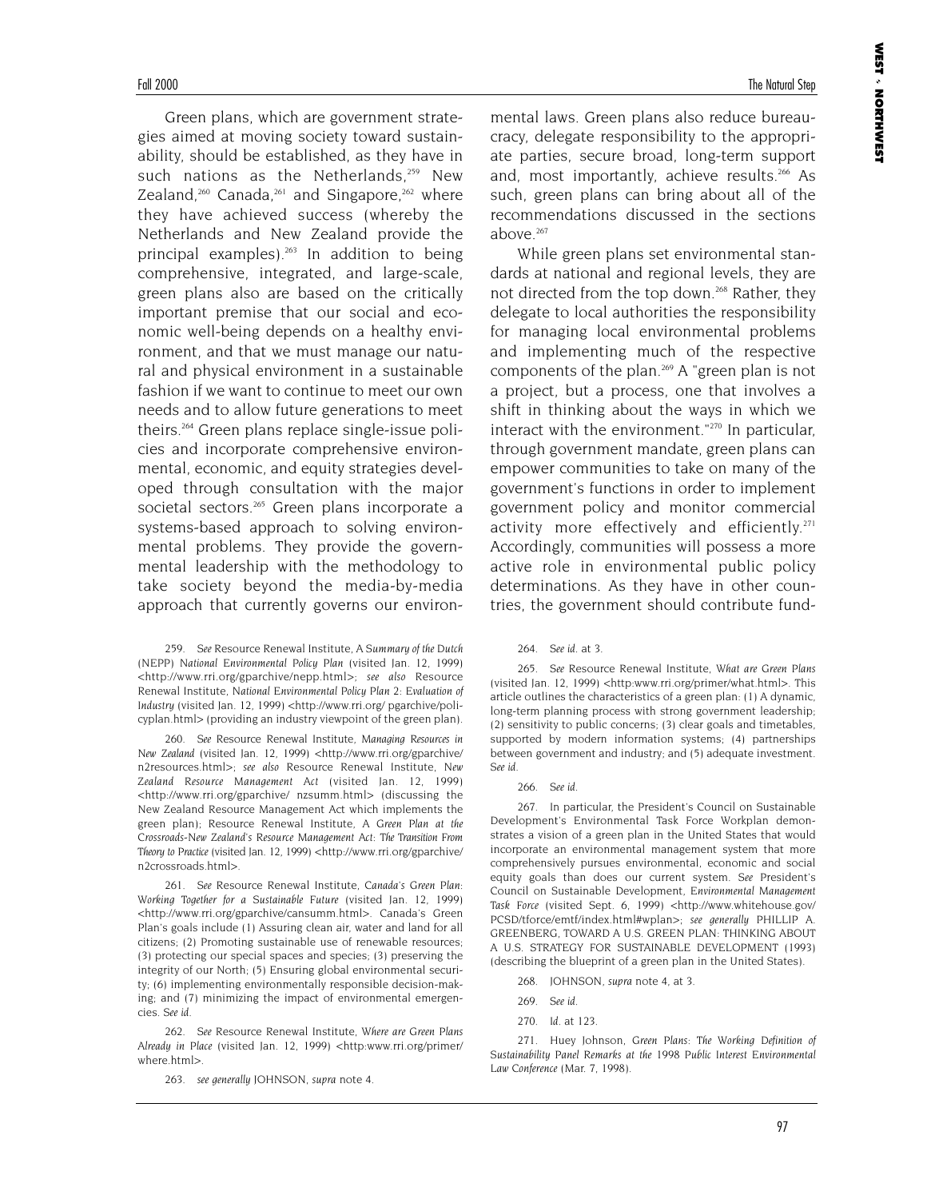Green plans, which are government strategies aimed at moving society toward sustainability, should be established, as they have in such nations as the Netherlands,[259] New Zealand,[260] Canada,[261] and Singapore,[262] where they have achieved success (whereby the Netherlands and New Zealand provide the principal examples).[263] In addition to being comprehensive, integrated, and large-scale, green plans also are based on the critically important premise that our social and economic well-being depends on a healthy environment, and that we must manage our natural and physical environment in a sustainable fashion if we want to continue to meet our own needs and to allow future generations to meet theirs.[264] Green plans replace single-issue policies and incorporate comprehensive environmental, economic, and equity strategies developed through consultation with the major societal sectors.[265] Green plans incorporate a systems-based approach to solving environmental problems. They provide the governmental leadership with the methodology to take society beyond the media-by-media approach that currently governs our environmental laws. Green plans also reduce bureaucracy, delegate responsibility to the appropriate parties, secure broad, long-term support and, most importantly, achieve results.[266] As such, green plans can bring about all of the recommendations discussed in the sections above.[267]

While green plans set environmental standards at national and regional levels, they are not directed from the top down.[268] Rather, they delegate to local authorities the responsibility for managing local environmental problems and implementing much of the respective components of the plan.[269] A "green plan is not a project, but a process, one that involves a shift in thinking about the ways in which we interact with the environment."[270] In particular, through government mandate, green plans can empower communities to take on many of the government's functions in order to implement government policy and monitor commercial activity more effectively and efficiently.[271] Accordingly, communities will possess a more active role in environmental public policy determinations. As they have in other countries, the government should contribute fund-

259. *See* Resource Renewal Institute, *A Summary of the Dutch* (NEPP) *National Environmental Policy Plan* (visited Jan. 12, 1999) <http://www.rri.org/gparchive/nepp.html>; *see also* Resource Renewal Institute, *National Environmental Policy Plan 2: Evaluation of Industry* (visited Jan. 12, 1999) <http://www.rri.org/ pgarchive/policyplan.html> (providing an industry viewpoint of the green plan).

260. *See* Resource Renewal Institute, *Managing Resources in New Zealand* (visited Jan. 12, 1999) <http://www.rri.org/gparchive/n2resources.html>; *see also* Resource Renewal Institute, *New Zealand Resource Management Act* (visited Jan. 12, 1999) <http://www.rri.org/gparchive/ nzsumm.html> (discussing the New Zealand Resource Management Act which implements the green plan); Resource Renewal Institute, *A Green Plan at the Crossroads-New Zealand's Resource Management Act: The Transition From Theory to Practice* (visited Jan. 12, 1999) <http://www.rri.org/gparchive/n2crossroads.html>.

261. *See* Resource Renewal Institute, *Canada's Green Plan: Working Together for a Sustainable Future* (visited Jan. 12, 1999) <http://www.rri.org/gparchive/cansumm.html>. Canada's Green Plan's goals include (1) Assuring clean air, water and land for all citizens; (2) Promoting sustainable use of renewable resources; (3) protecting our special spaces and species; (3) preserving the integrity of our North; (5) Ensuring global environmental security; (6) implementing environmentally responsible decision-making; and (7) minimizing the impact of environmental emergencies. *See id.*

262. *See* Resource Renewal Institute, *Where are Green Plans Already in Place* (visited Jan. 12, 1999) <http:www.rri.org/primer/where.html>.

263. *see generally* JOHNSON, *supra* note 4.

264. *See id.* at 3.

265. *See* Resource Renewal Institute, *What are Green Plans* (visited Jan. 12, 1999) <http:www.rri.org/primer/what.html>. This article outlines the characteristics of a green plan: (1) A dynamic, long-term planning process with strong government leadership; (2) sensitivity to public concerns; (3) clear goals and timetables, supported by modern information systems; (4) partnerships between government and industry; and (5) adequate investment. *See id.*

266. *See id.*

267. In particular, the President's Council on Sustainable Development's Environmental Task Force Workplan demonstrates a vision of a green plan in the United States that would incorporate an environmental management system that more comprehensively pursues environmental, economic and social equity goals than does our current system. *See* President's Council on Sustainable Development, *Environmental Management Task Force* (visited Sept. 6, 1999) <http://www.whitehouse.gov/PCSD/tforce/emtf/index.html#wplan>; *see generally* PHILLIP A. GREENBERG, TOWARD A U.S. GREEN PLAN: THINKING ABOUT A U.S. STRATEGY FOR SUSTAINABLE DEVELOPMENT (1993) (describing the blueprint of a green plan in the United States).

268. JOHNSON, *supra* note 4, at 3.

269. *See id.*

270. *Id.* at 123.

271. Huey Johnson, *Green Plans: The Working Definition of Sustainability Panel Remarks at the 1998 Public Interest Environmental Law Conference* (Mar. 7, 1998).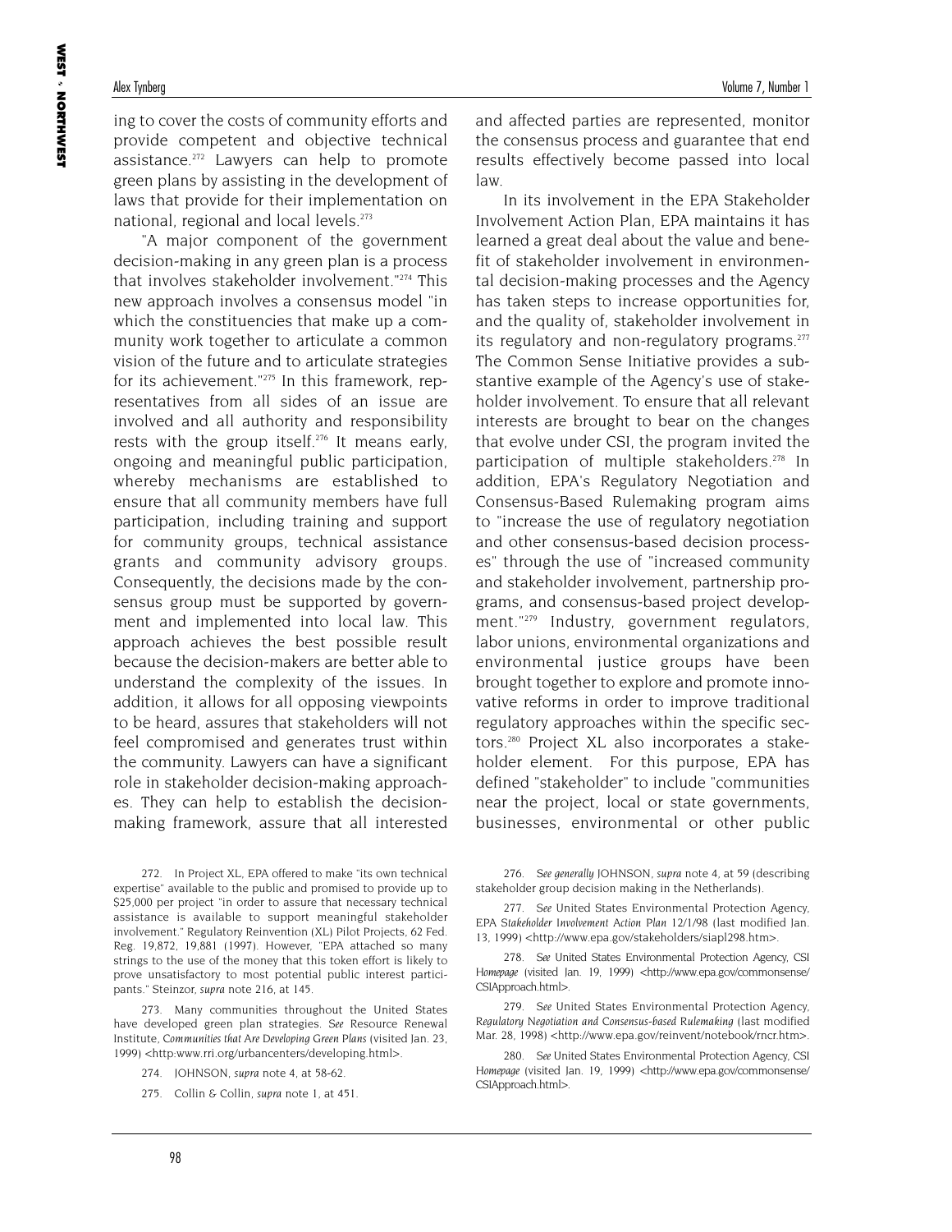ing to cover the costs of community efforts and provide competent and objective technical assistance.[272] Lawyers can help to promote green plans by assisting in the development of laws that provide for their implementation on national, regional and local levels.[273]

"A major component of the government decision-making in any green plan is a process that involves stakeholder involvement."[274] This new approach involves a consensus model "in which the constituencies that make up a community work together to articulate a common vision of the future and to articulate strategies for its achievement."[275] In this framework, representatives from all sides of an issue are involved and all authority and responsibility rests with the group itself.[276] It means early, ongoing and meaningful public participation, whereby mechanisms are established to ensure that all community members have full participation, including training and support for community groups, technical assistance grants and community advisory groups. Consequently, the decisions made by the consensus group must be supported by government and implemented into local law. This approach achieves the best possible result because the decision-makers are better able to understand the complexity of the issues. In addition, it allows for all opposing viewpoints to be heard, assures that stakeholders will not feel compromised and generates trust within the community. Lawyers can have a significant role in stakeholder decision-making approaches. They can help to establish the decision-making framework, assure that all interested and affected parties are represented, monitor the consensus process and guarantee that end results effectively become passed into local law.

In its involvement in the EPA Stakeholder Involvement Action Plan, EPA maintains it has learned a great deal about the value and benefit of stakeholder involvement in environmental decision-making processes and the Agency has taken steps to increase opportunities for, and the quality of, stakeholder involvement in its regulatory and non-regulatory programs.[277] The Common Sense Initiative provides a substantive example of the Agency's use of stakeholder involvement. To ensure that all relevant interests are brought to bear on the changes that evolve under CSI, the program invited the participation of multiple stakeholders.[278] In addition, EPA's Regulatory Negotiation and Consensus-Based Rulemaking program aims to "increase the use of regulatory negotiation and other consensus-based decision processes" through the use of "increased community and stakeholder involvement, partnership programs, and consensus-based project development."[279] Industry, government regulators, labor unions, environmental organizations and environmental justice groups have been brought together to explore and promote innovative reforms in order to improve traditional regulatory approaches within the specific sectors.[280] Project XL also incorporates a stakeholder element. For this purpose, EPA has defined "stakeholder" to include "communities near the project, local or state governments, businesses, environmental or other public

---

272. In Project XL, EPA offered to make "its own technical expertise" available to the public and promised to provide up to $25,000 per project "in order to assure that necessary technical assistance is available to support meaningful stakeholder involvement." Regulatory Reinvention (XL) Pilot Projects, 62 Fed. Reg. 19,872, 19,881 (1997). However, "EPA attached so many strings to the use of the money that this token effort is likely to prove unsatisfactory to most potential public interest participants." Steinzor, *supra* note 216, at 145.

273. Many communities throughout the United States have developed green plan strategies. *See* Resource Renewal Institute, *Communities that Are Developing Green Plans* (visited Jan. 23, 1999) <http:www.rri.org/urbancenters/developing.html>.

274. JOHNSON, *supra* note 4, at 58-62.

275. Collin & Collin, *supra* note 1, at 451.

276. *See generally* JOHNSON, *supra* note 4, at 59 (describing stakeholder group decision making in the Netherlands).

277. *See* United States Environmental Protection Agency, EPA *Stakeholder Involvement Action Plan* 12/1/98 (last modified Jan. 13, 1999) <http://www.epa.gov/stakeholders/siapl298.htm>.

278. *See* United States Environmental Protection Agency, CSI *Homepage* (visited Jan. 19, 1999) <http://www.epa.gov/commonsense/CSIApproach.html>.

279. *See* United States Environmental Protection Agency, *Regulatory Negotiation and Consensus-based Rulemaking* (last modified Mar. 28, 1998) <http://www.epa.gov/reinvent/notebook/rncr.htm>.

280. *See* United States Environmental Protection Agency, CSI *Homepage* (visited Jan. 19, 1999) <http://www.epa.gov/commonsense/CSIApproach.html>.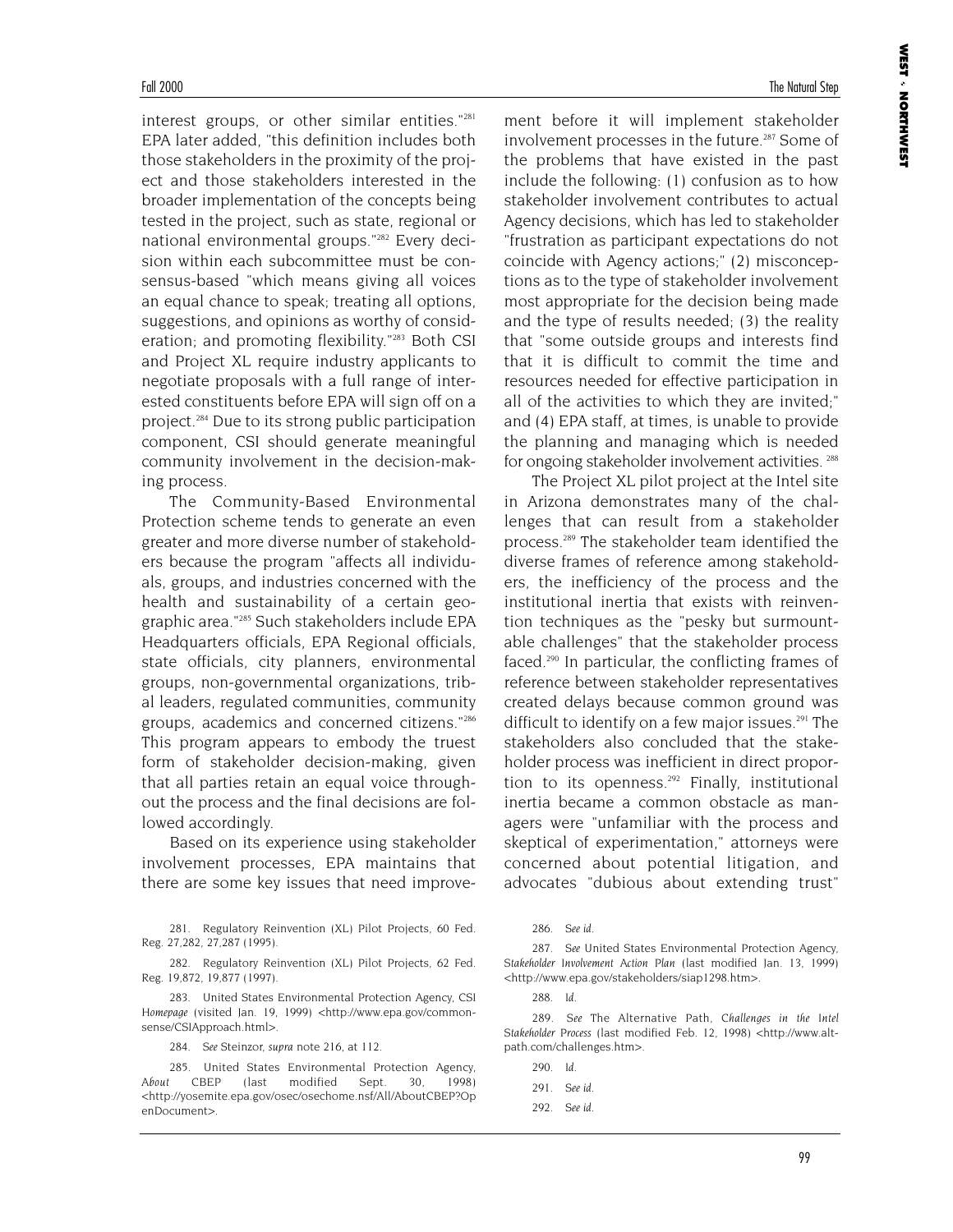interest groups, or other similar entities."[281] EPA later added, "this definition includes both those stakeholders in the proximity of the project and those stakeholders interested in the broader implementation of the concepts being tested in the project, such as state, regional or national environmental groups."[282] Every decision within each subcommittee must be consensus-based "which means giving all voices an equal chance to speak; treating all options, suggestions, and opinions as worthy of consideration; and promoting flexibility."[283] Both CSI and Project XL require industry applicants to negotiate proposals with a full range of interested constituents before EPA will sign off on a project.[284] Due to its strong public participation component, CSI should generate meaningful community involvement in the decision-making process.

The Community-Based Environmental Protection scheme tends to generate an even greater and more diverse number of stakeholders because the program "affects all individuals, groups, and industries concerned with the health and sustainability of a certain geographic area."[285] Such stakeholders include EPA Headquarters officials, EPA Regional officials, state officials, city planners, environmental groups, non-governmental organizations, tribal leaders, regulated communities, community groups, academics and concerned citizens."[286] This program appears to embody the truest form of stakeholder decision-making, given that all parties retain an equal voice throughout the process and the final decisions are followed accordingly.

Based on its experience using stakeholder involvement processes, EPA maintains that there are some key issues that need improvement before it will implement stakeholder involvement processes in the future.[287] Some of the problems that have existed in the past include the following: (1) confusion as to how stakeholder involvement contributes to actual Agency decisions, which has led to stakeholder "frustration as participant expectations do not coincide with Agency actions;" (2) misconceptions as to the type of stakeholder involvement most appropriate for the decision being made and the type of results needed; (3) the reality that "some outside groups and interests find that it is difficult to commit the time and resources needed for effective participation in all of the activities to which they are invited;" and (4) EPA staff, at times, is unable to provide the planning and managing which is needed for ongoing stakeholder involvement activities.[288]

The Project XL pilot project at the Intel site in Arizona demonstrates many of the challenges that can result from a stakeholder process.[289] The stakeholder team identified the diverse frames of reference among stakeholders, the inefficiency of the process and the institutional inertia that exists with reinvention techniques as the "pesky but surmountable challenges" that the stakeholder process faced.[290] In particular, the conflicting frames of reference between stakeholder representatives created delays because common ground was difficult to identify on a few major issues.[291] The stakeholders also concluded that the stakeholder process was inefficient in direct proportion to its openness.[292] Finally, institutional inertia became a common obstacle as managers were "unfamiliar with the process and skeptical of experimentation," attorneys were concerned about potential litigation, and advocates "dubious about extending trust"

281. Regulatory Reinvention (XL) Pilot Projects, 60 Fed. Reg. 27,282, 27,287 (1995).

282. Regulatory Reinvention (XL) Pilot Projects, 62 Fed. Reg. 19,872, 19,877 (1997).

283. United States Environmental Protection Agency, CSI *Homepage* (visited Jan. 19, 1999) <http://www.epa.gov/commonsense/CSIApproach.html>.

284. *See* Steinzor, *supra* note 216, at 112.

285. United States Environmental Protection Agency, *About CBEP* (last modified Sept. 30, 1998) <http://yosemite.epa.gov/osec/osechome.nsf/All/AboutCBEP?OpenDocument>.

286. *See id.*

287. *See* United States Environmental Protection Agency, *Stakeholder Involvement Action Plan* (last modified Jan. 13, 1999) <http://www.epa.gov/stakeholders/siap1298.htm>.

288. *Id.*

289. *See* The Alternative Path, *Challenges in the Intel Stakeholder Process* (last modified Feb. 12, 1998) <http://www.alt-path.com/challenges.htm>.

290. *Id.*

291. *See id.*

292. *See id.*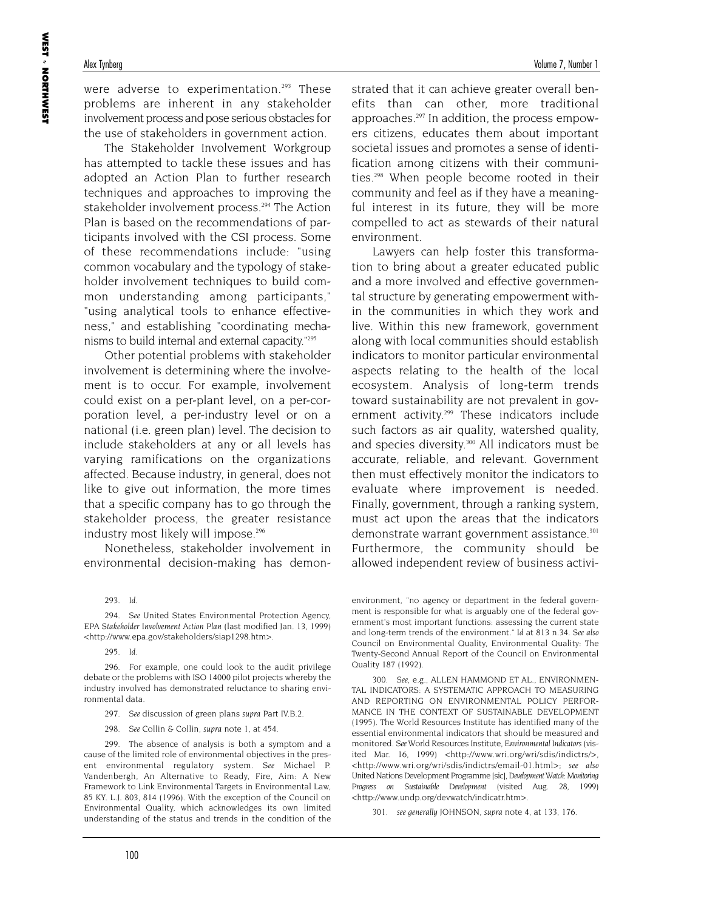were adverse to experimentation.[293] These problems are inherent in any stakeholder involvement process and pose serious obstacles for the use of stakeholders in government action.

The Stakeholder Involvement Workgroup has attempted to tackle these issues and has adopted an Action Plan to further research techniques and approaches to improving the stakeholder involvement process.[294] The Action Plan is based on the recommendations of participants involved with the CSI process. Some of these recommendations include: "using common vocabulary and the typology of stakeholder involvement techniques to build common understanding among participants," "using analytical tools to enhance effectiveness," and establishing "coordinating mechanisms to build internal and external capacity."[295]

Other potential problems with stakeholder involvement is determining where the involvement is to occur. For example, involvement could exist on a per-plant level, on a per-corporation level, a per-industry level or on a national (i.e. green plan) level. The decision to include stakeholders at any or all levels has varying ramifications on the organizations affected. Because industry, in general, does not like to give out information, the more times that a specific company has to go through the stakeholder process, the greater resistance industry most likely will impose.[296]

Nonetheless, stakeholder involvement in environmental decision-making has demonstrated that it can achieve greater overall benefits than can other, more traditional approaches.[297] In addition, the process empowers citizens, educates them about important societal issues and promotes a sense of identification among citizens with their communities.[298] When people become rooted in their community and feel as if they have a meaningful interest in its future, they will be more compelled to act as stewards of their natural environment.

Lawyers can help foster this transformation to bring about a greater educated public and a more involved and effective governmental structure by generating empowerment within the communities in which they work and live. Within this new framework, government along with local communities should establish indicators to monitor particular environmental aspects relating to the health of the local ecosystem. Analysis of long-term trends toward sustainability are not prevalent in government activity.[299] These indicators include such factors as air quality, watershed quality, and species diversity.[300] All indicators must be accurate, reliable, and relevant. Government then must effectively monitor the indicators to evaluate where improvement is needed. Finally, government, through a ranking system, must act upon the areas that the indicators demonstrate warrant government assistance.[301] Furthermore, the community should be allowed independent review of business activi-

293. *Id.*

294. *See* United States Environmental Protection Agency, EPA *Stakeholder Involvement Action Plan* (last modified Jan. 13, 1999) <http://www.epa.gov/stakeholders/siap1298.htm>.

295. *Id.*

296. For example, one could look to the audit privilege debate or the problems with ISO 14000 pilot projects whereby the industry involved has demonstrated reluctance to sharing environmental data.

297. *See* discussion of green plans *supra* Part IV.B.2.

298. *See* Collin & Collin, *supra* note 1, at 454.

299. The absence of analysis is both a symptom and a cause of the limited role of environmental objectives in the present environmental regulatory system. *See* Michael P. Vandenbergh, An Alternative to Ready, Fire, Aim: A New Framework to Link Environmental Targets in Environmental Law, 85 KY. L.J. 803, 814 (1996). With the exception of the Council on Environmental Quality, which acknowledges its own limited understanding of the status and trends in the condition of the environment, "no agency or department in the federal government is responsible for what is arguably one of the federal government's most important functions: assessing the current state and long-term trends of the environment." *Id* at 813 n.34. *See also* Council on Environmental Quality, Environmental Quality: The Twenty-Second Annual Report of the Council on Environmental Quality 187 (1992).

300. *See*, e.g., ALLEN HAMMOND ET AL., ENVIRONMENTAL INDICATORS: A SYSTEMATIC APPROACH TO MEASURING AND REPORTING ON ENVIRONMENTAL POLICY PERFORMANCE IN THE CONTEXT OF SUSTAINABLE DEVELOPMENT (1995). The World Resources Institute has identified many of the essential environmental indicators that should be measured and monitored. *See* World Resources Institute, *Environmental Indicators* (visited Mar. 16, 1999) <http://www.wri.org/wri/sdis/indictrs/>, <http://www.wri.org/wri/sdis/indictrs/email-01.html>; *see also* United Nations Development Programme [sic], *Development Watch: Monitoring Progress on Sustainable Development* (visited Aug. 28, 1999) <http://www.undp.org/devwatch/indicatr.htm>.

301. *see generally* JOHNSON, *supra* note 4, at 133, 176.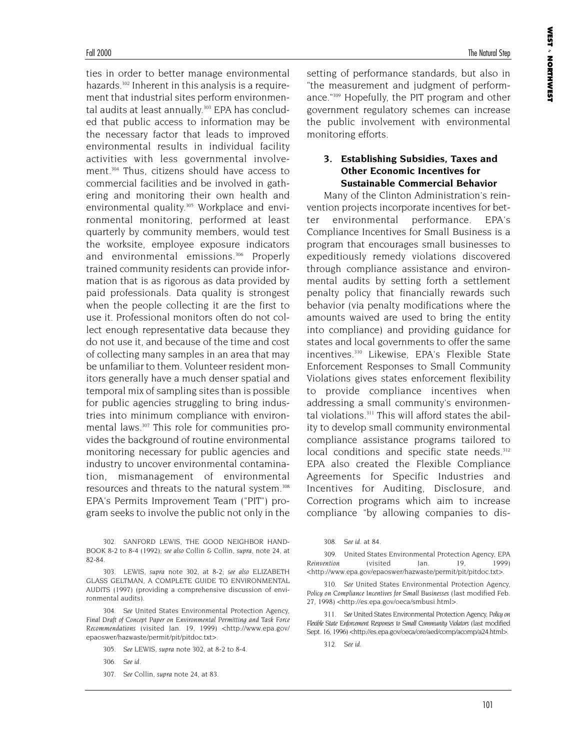ties in order to better manage environmental hazards.[302] Inherent in this analysis is a requirement that industrial sites perform environmental audits at least annually.[303] EPA has concluded that public access to information may be the necessary factor that leads to improved environmental results in individual facility activities with less governmental involvement.[304] Thus, citizens should have access to commercial facilities and be involved in gathering and monitoring their own health and environmental quality.[305] Workplace and environmental monitoring, performed at least quarterly by community members, would test the worksite, employee exposure indicators and environmental emissions.[306] Properly trained community residents can provide information that is as rigorous as data provided by paid professionals. Data quality is strongest when the people collecting it are the first to use it. Professional monitors often do not collect enough representative data because they do not use it, and because of the time and cost of collecting many samples in an area that may be unfamiliar to them. Volunteer resident monitors generally have a much denser spatial and temporal mix of sampling sites than is possible for public agencies struggling to bring industries into minimum compliance with environmental laws.[307] This role for communities provides the background of routine environmental monitoring necessary for public agencies and industry to uncover environmental contamination, mismanagement of environmental resources and threats to the natural system.[308] EPA's Permits Improvement Team ("PIT") program seeks to involve the public not only in the setting of performance standards, but also in "the measurement and judgment of performance."[309] Hopefully, the PIT program and other government regulatory schemes can increase the public involvement with environmental monitoring efforts.

### 3. Establishing Subsidies, Taxes and Other Economic Incentives for Sustainable Commercial Behavior

Many of the Clinton Administration's reinvention projects incorporate incentives for better environmental performance. EPA's Compliance Incentives for Small Business is a program that encourages small businesses to expeditiously remedy violations discovered through compliance assistance and environmental audits by setting forth a settlement penalty policy that financially rewards such behavior (via penalty modifications where the amounts waived are used to bring the entity into compliance) and providing guidance for states and local governments to offer the same incentives.[310] Likewise, EPA's Flexible State Enforcement Responses to Small Community Violations gives states enforcement flexibility to provide compliance incentives when addressing a small community's environmental violations.[311] This will afford states the ability to develop small community environmental compliance assistance programs tailored to local conditions and specific state needs.[312] EPA also created the Flexible Compliance Agreements for Specific Industries and Incentives for Auditing, Disclosure, and Correction programs which aim to increase compliance "by allowing companies to dis-

---

302. SANFORD LEWIS, THE GOOD NEIGHBOR HANDBOOK 8-2 to 8-4 (1992); *see also* Collin & Collin, *supra*, note 24, at 82-84.

303. LEWIS, *supra* note 302, at 8-2; *see also* ELIZABETH GLASS GELTMAN, A COMPLETE GUIDE TO ENVIRONMENTAL AUDITS (1997) (providing a comprehensive discussion of environmental audits).

304. *See* United States Environmental Protection Agency, *Final Draft of Concept Paper on Environmental Permitting and Task Force Recommendations* (visited Jan. 19, 1999) <http://www.epa.gov/epaoswer/hazwaste/permit/pit/pitdoc.txt>.

305. *See* LEWIS, *supra* note 302, at 8-2 to 8-4.

306. *See id.*

307. *See* Collin, *supra* note 24, at 83.

308. *See id.* at 84.

309. United States Environmental Protection Agency, EPA *Reinvention* (visited Jan. 19, 1999) <http://www.epa.gov/epaoswer/hazwaste/permit/pit/pitdoc.txt>.

310. *See* United States Environmental Protection Agency, *Policy on Compliance Incentives for Small Businesses* (last modified Feb. 27, 1998) <http://es.epa.gov/oeca/smbusi.html>.

311. *See* United States Environmental Protection Agency, *Policy on Flexible State Enforcement Responses to Small Community Violators* (last modified Sept. 16, 1996) <http://es.epa.gov/oeca/ore/aed/comp/acomp/a24.html>.

312. *See id.*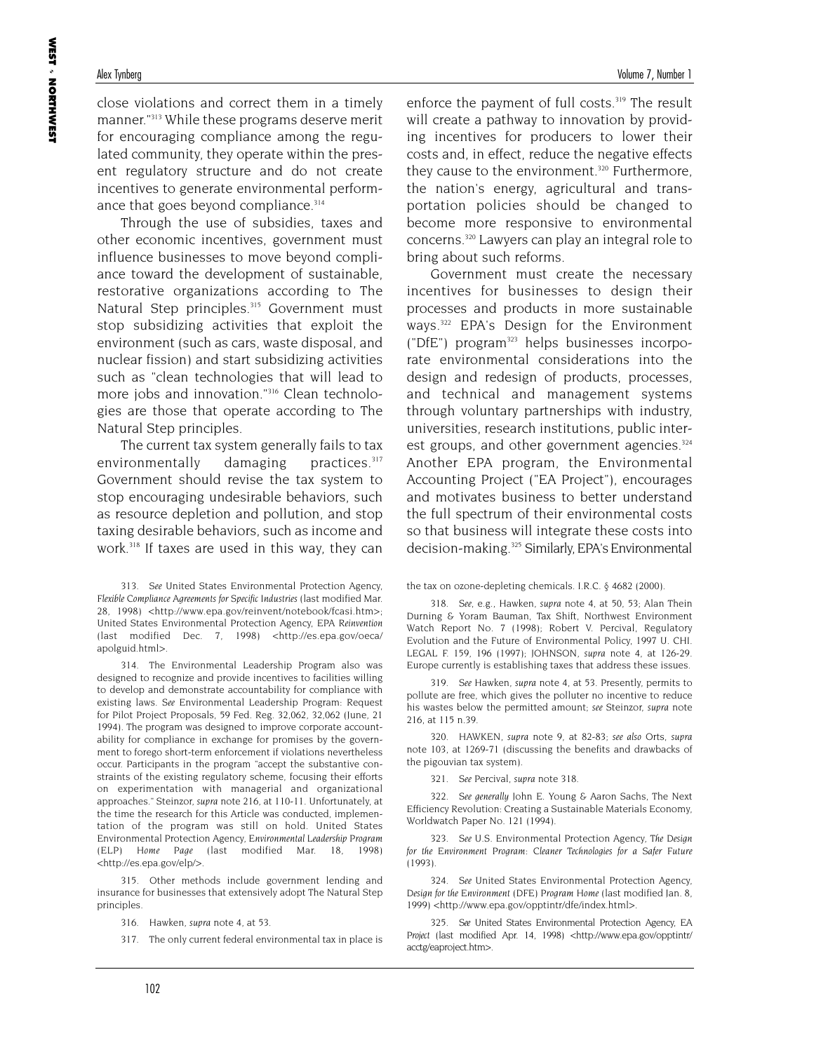close violations and correct them in a timely manner."[313] While these programs deserve merit for encouraging compliance among the regulated community, they operate within the present regulatory structure and do not create incentives to generate environmental performance that goes beyond compliance.[314]

Through the use of subsidies, taxes and other economic incentives, government must influence businesses to move beyond compliance toward the development of sustainable, restorative organizations according to The Natural Step principles.[315] Government must stop subsidizing activities that exploit the environment (such as cars, waste disposal, and nuclear fission) and start subsidizing activities such as "clean technologies that will lead to more jobs and innovation."[316] Clean technologies are those that operate according to The Natural Step principles.

The current tax system generally fails to tax environmentally damaging practices.[317] Government should revise the tax system to stop encouraging undesirable behaviors, such as resource depletion and pollution, and stop taxing desirable behaviors, such as income and work.[318] If taxes are used in this way, they can enforce the payment of full costs.[319] The result will create a pathway to innovation by providing incentives for producers to lower their costs and, in effect, reduce the negative effects they cause to the environment.[320] Furthermore, the nation's energy, agricultural and transportation policies should be changed to become more responsive to environmental concerns.[320] Lawyers can play an integral role to bring about such reforms.

Government must create the necessary incentives for businesses to design their processes and products in more sustainable ways.[322] EPA's Design for the Environment ("DfE") program[323] helps businesses incorporate environmental considerations into the design and redesign of products, processes, and technical and management systems through voluntary partnerships with industry, universities, research institutions, public interest groups, and other government agencies.[324] Another EPA program, the Environmental Accounting Project ("EA Project"), encourages and motivates business to better understand the full spectrum of their environmental costs so that business will integrate these costs into decision-making.[325] Similarly, EPA's Environmental

313. *See* United States Environmental Protection Agency, *Flexible Compliance Agreements for Specific Industries* (last modified Mar. 28, 1998) <http://www.epa.gov/reinvent/notebook/fcasi.htm>; United States Environmental Protection Agency, *EPA Reinvention* (last modified Dec. 7, 1998) <http://es.epa.gov/oeca/apolguid.html>.

314. The Environmental Leadership Program also was designed to recognize and provide incentives to facilities willing to develop and demonstrate accountability for compliance with existing laws. *See* Environmental Leadership Program: Request for Pilot Project Proposals, 59 Fed. Reg. 32,062, 32,062 (June, 21 1994). The program was designed to improve corporate accountability for compliance in exchange for promises by the government to forego short-term enforcement if violations nevertheless occur. Participants in the program "accept the substantive constraints of the existing regulatory scheme, focusing their efforts on experimentation with managerial and organizational approaches." Steinzor, *supra* note 216, at 110-11. Unfortunately, at the time the research for this Article was conducted, implementation of the program was still on hold. United States Environmental Protection Agency, *Environmental Leadership Program* (ELP) *Home Page* (last modified Mar. 18, 1998) <http://es.epa.gov/elp/>.

315. Other methods include government lending and insurance for businesses that extensively adopt The Natural Step principles.

316. Hawken, *supra* note 4, at 53.

317. The only current federal environmental tax in place is the tax on ozone-depleting chemicals. I.R.C. § 4682 (2000).

318. *See, e.g.*, Hawken, *supra* note 4, at 50, 53; Alan Thein Durning & Yoram Bauman, Tax Shift, Northwest Environment Watch Report No. 7 (1998); Robert V. Percival, Regulatory Evolution and the Future of Environmental Policy, 1997 U. CHI. LEGAL F. 159, 196 (1997); JOHNSON, *supra* note 4, at 126-29. Europe currently is establishing taxes that address these issues.

319. *See* Hawken, *supra* note 4, at 53. Presently, permits to pollute are free, which gives the polluter no incentive to reduce his wastes below the permitted amount; *see* Steinzor, *supra* note 216, at 115 n.39.

320. HAWKEN, *supra* note 9, at 82-83; *see also* Orts, *supra* note 103, at 1269-71 (discussing the benefits and drawbacks of the pigouvian tax system).

321. *See* Percival, *supra* note 318.

322. *See generally* John E. Young & Aaron Sachs, The Next Efficiency Revolution: Creating a Sustainable Materials Economy, Worldwatch Paper No. 121 (1994).

323. *See* U.S. Environmental Protection Agency, *The Design for the Environment Program: Cleaner Technologies for a Safer Future* (1993).

324. *See* United States Environmental Protection Agency, *Design for the Environment* (DFE) *Program Home* (last modified Jan. 8, 1999) <http://www.epa.gov/opptintr/dfe/index.html>.

325. *See* United States Environmental Protection Agency, EA *Project* (last modified Apr. 14, 1998) <http://www.epa.gov/opptintr/acctg/eaproject.htm>.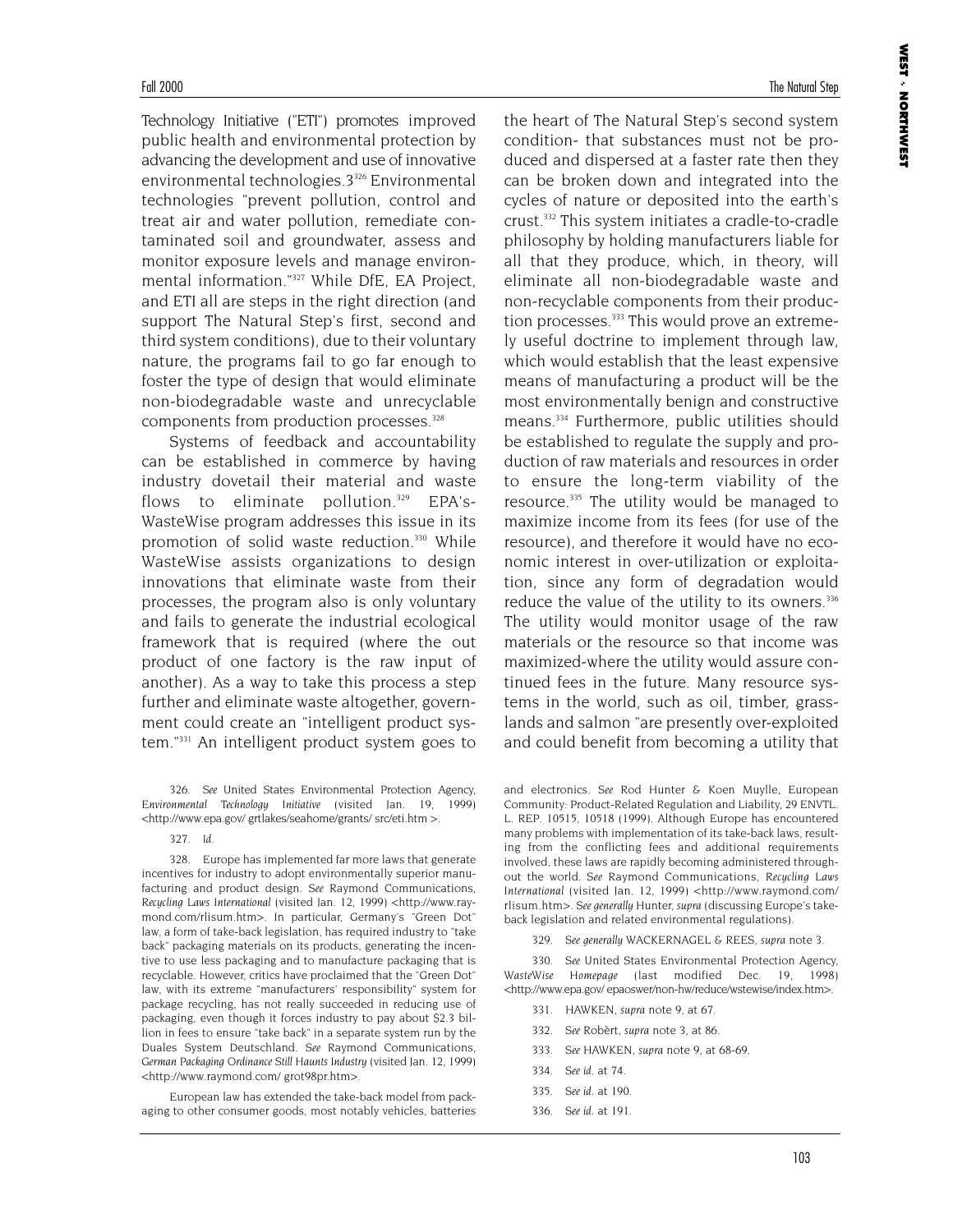Technology Initiative ("ETI") promotes improved public health and environmental protection by advancing the development and use of innovative environmental technologies.3[326] Environmental technologies "prevent pollution, control and treat air and water pollution, remediate contaminated soil and groundwater, assess and monitor exposure levels and manage environmental information."[327] While DfE, EA Project, and ETI all are steps in the right direction (and support The Natural Step's first, second and third system conditions), due to their voluntary nature, the programs fail to go far enough to foster the type of design that would eliminate non-biodegradable waste and unrecyclable components from production processes.[328]

Systems of feedback and accountability can be established in commerce by having industry dovetail their material and waste flows to eliminate pollution.[329] EPA's-WasteWise program addresses this issue in its promotion of solid waste reduction.[330] While WasteWise assists organizations to design innovations that eliminate waste from their processes, the program also is only voluntary and fails to generate the industrial ecological framework that is required (where the out product of one factory is the raw input of another). As a way to take this process a step further and eliminate waste altogether, government could create an "intelligent product system."[331] An intelligent product system goes to the heart of The Natural Step's second system condition- that substances must not be produced and dispersed at a faster rate then they can be broken down and integrated into the cycles of nature or deposited into the earth's crust.[332] This system initiates a cradle-to-cradle philosophy by holding manufacturers liable for all that they produce, which, in theory, will eliminate all non-biodegradable waste and non-recyclable components from their production processes.[333] This would prove an extremely useful doctrine to implement through law, which would establish that the least expensive means of manufacturing a product will be the most environmentally benign and constructive means.[334] Furthermore, public utilities should be established to regulate the supply and production of raw materials and resources in order to ensure the long-term viability of the resource.[335] The utility would be managed to maximize income from its fees (for use of the resource), and therefore it would have no economic interest in over-utilization or exploitation, since any form of degradation would reduce the value of the utility to its owners.[336] The utility would monitor usage of the raw materials or the resource so that income was maximized-where the utility would assure continued fees in the future. Many resource systems in the world, such as oil, timber, grasslands and salmon "are presently over-exploited and could benefit from becoming a utility that

---

326. *See* United States Environmental Protection Agency, *Environmental Technology Initiative* (visited Jan. 19, 1999) <http://www.epa.gov/ grtlakes/seahome/grants/ src/eti.htm >.

327. *Id.*

328. Europe has implemented far more laws that generate incentives for industry to adopt environmentally superior manufacturing and product design. *See* Raymond Communications, *Recycling Laws International* (visited Jan. 12, 1999) <http://www.raymond.com/rlisum.htm>. In particular, Germany's "Green Dot" law, a form of take-back legislation, has required industry to "take back" packaging materials on its products, generating the incentive to use less packaging and to manufacture packaging that is recyclable. However, critics have proclaimed that the "Green Dot" law, with its extreme "manufacturers' responsibility" system for package recycling, has not really succeeded in reducing use of packaging, even though it forces industry to pay about $2.3 billion in fees to ensure "take back" in a separate system run by the Duales System Deutschland. *See* Raymond Communications, *German Packaging Ordinance Still Haunts Industry* (visited Jan. 12, 1999) <http://www.raymond.com/ grot98pr.htm>.

European law has extended the take-back model from packaging to other consumer goods, most notably vehicles, batteries and electronics. *See* Rod Hunter & Koen Muylle, European Community: Product-Related Regulation and Liability, 29 ENVTL. L. REP. 10515, 10518 (1999). Although Europe has encountered many problems with implementation of its take-back laws, resulting from the conflicting fees and additional requirements involved, these laws are rapidly becoming administered throughout the world. *See* Raymond Communications, *Recycling Laws International* (visited Jan. 12, 1999) <http://www.raymond.com/ rlisum.htm>. *See generally* Hunter, *supra* (discussing Europe's take-back legislation and related environmental regulations).

329. *See generally* WACKERNAGEL & REES, *supra* note 3.

330. *See* United States Environmental Protection Agency, *WasteWise Homepage* (last modified Dec. 19, 1998) <http://www.epa.gov/ epaoswer/non-hw/reduce/wstewise/index.htm>.

331. HAWKEN, *supra* note 9, at 67.

332. *See* Robèrt, *supra* note 3, at 86.

333. *See* HAWKEN, *supra* note 9, at 68-69.

334. *See id.* at 74.

335. *See id.* at 190.

336. *See id.* at 191.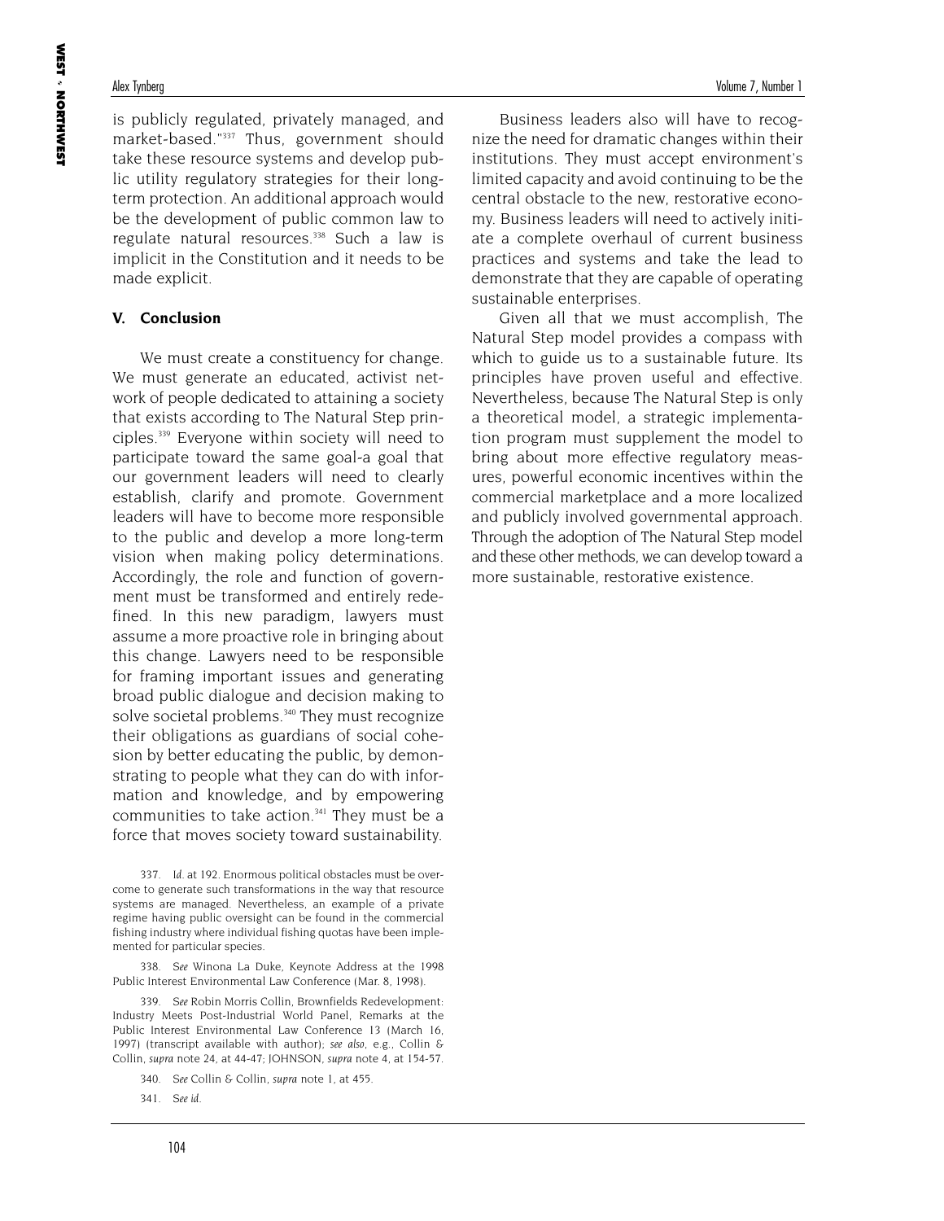is publicly regulated, privately managed, and market-based."[337] Thus, government should take these resource systems and develop public utility regulatory strategies for their long-term protection. An additional approach would be the development of public common law to regulate natural resources.[338] Such a law is implicit in the Constitution and it needs to be made explicit.

## V. Conclusion

We must create a constituency for change. We must generate an educated, activist network of people dedicated to attaining a society that exists according to The Natural Step principles.[339] Everyone within society will need to participate toward the same goal-a goal that our government leaders will need to clearly establish, clarify and promote. Government leaders will have to become more responsible to the public and develop a more long-term vision when making policy determinations. Accordingly, the role and function of government must be transformed and entirely redefined. In this new paradigm, lawyers must assume a more proactive role in bringing about this change. Lawyers need to be responsible for framing important issues and generating broad public dialogue and decision making to solve societal problems.[340] They must recognize their obligations as guardians of social cohesion by better educating the public, by demonstrating to people what they can do with information and knowledge, and by empowering communities to take action.[341] They must be a force that moves society toward sustainability.

Business leaders also will have to recognize the need for dramatic changes within their institutions. They must accept environment's limited capacity and avoid continuing to be the central obstacle to the new, restorative economy. Business leaders will need to actively initiate a complete overhaul of current business practices and systems and take the lead to demonstrate that they are capable of operating sustainable enterprises.

Given all that we must accomplish, The Natural Step model provides a compass with which to guide us to a sustainable future. Its principles have proven useful and effective. Nevertheless, because The Natural Step is only a theoretical model, a strategic implementation program must supplement the model to bring about more effective regulatory measures, powerful economic incentives within the commercial marketplace and a more localized and publicly involved governmental approach. Through the adoption of The Natural Step model and these other methods, we can develop toward a more sustainable, restorative existence.

---

337. *Id.* at 192. Enormous political obstacles must be overcome to generate such transformations in the way that resource systems are managed. Nevertheless, an example of a private regime having public oversight can be found in the commercial fishing industry where individual fishing quotas have been implemented for particular species.

338. *See* Winona La Duke, Keynote Address at the 1998 Public Interest Environmental Law Conference (Mar. 8, 1998).

339. *See* Robin Morris Collin, Brownfields Redevelopment: Industry Meets Post-Industrial World Panel, Remarks at the Public Interest Environmental Law Conference 13 (March 16, 1997) (transcript available with author); *see also*, e.g., Collin & Collin, *supra* note 24, at 44-47; JOHNSON, *supra* note 4, at 154-57.

340. *See* Collin & Collin, *supra* note 1, at 455.

341. *See id.*